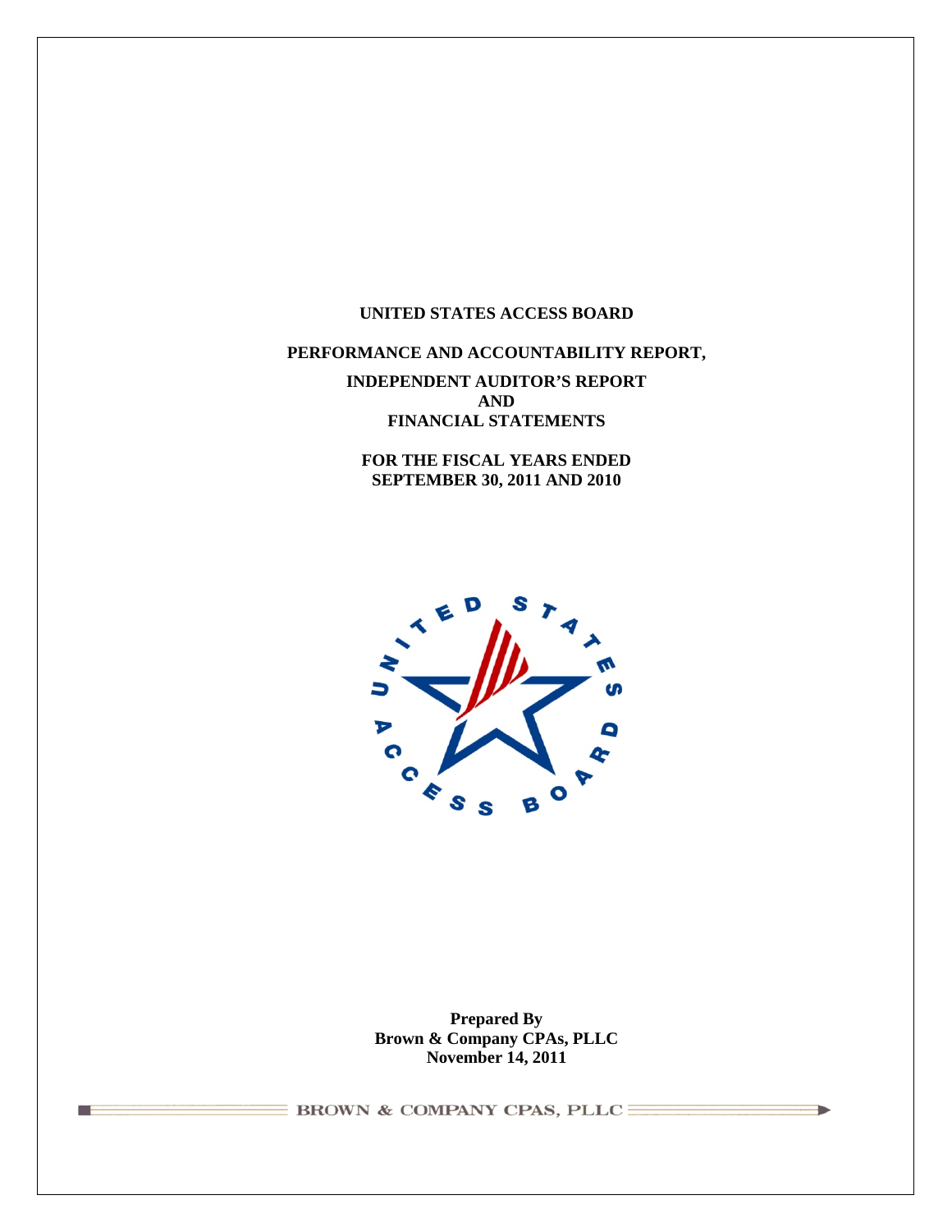# UNITED STATES ACCESS BOARD

## PERFORMANCE AND ACCOUNTABILITY REPORT,

## INDEPENDENT AUDITOR'S REPORT AND FINANCIAL STATEMENTS

## FOR THE FISCAL YEARS ENDED SEPTEMBER 30, 2011 AND 2010

**Prepared By**
**Brown & Company CPAs, PLLC**
**November 14, 2011**

BROWN & COMPANY CPAS, PLLC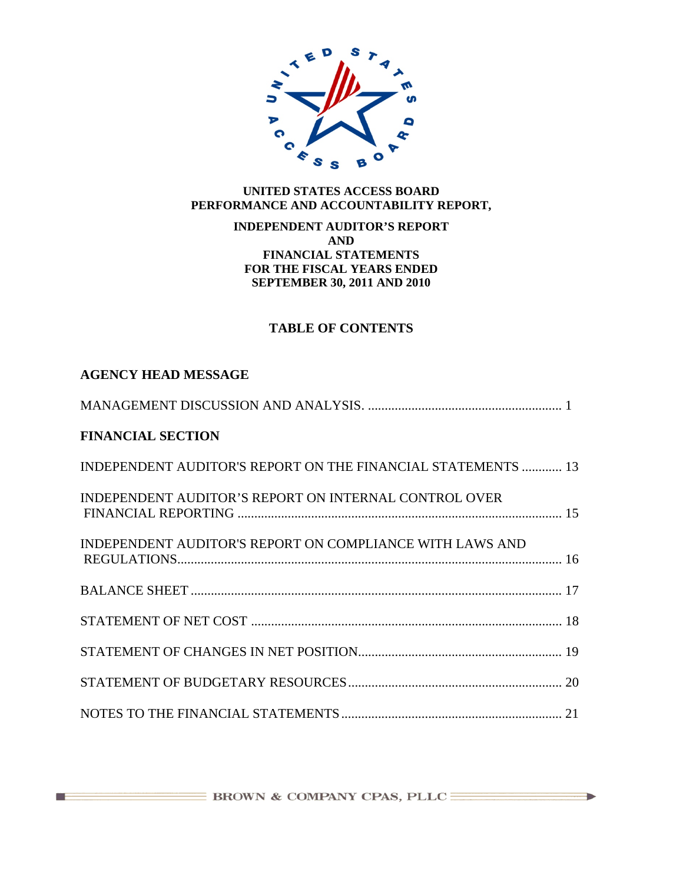**UNITED STATES ACCESS BOARD**
**PERFORMANCE AND ACCOUNTABILITY REPORT,**

**INDEPENDENT AUDITOR'S REPORT**
**AND**
**FINANCIAL STATEMENTS**
**FOR THE FISCAL YEARS ENDED**
**SEPTEMBER 30, 2011 AND 2010**

## TABLE OF CONTENTS

**AGENCY HEAD MESSAGE**

MANAGEMENT DISCUSSION AND ANALYSIS. .......................................................... 1

**FINANCIAL SECTION**

INDEPENDENT AUDITOR'S REPORT ON THE FINANCIAL STATEMENTS ............ 13

INDEPENDENT AUDITOR'S REPORT ON INTERNAL CONTROL OVER FINANCIAL REPORTING ................................................................................................ 15

INDEPENDENT AUDITOR'S REPORT ON COMPLIANCE WITH LAWS AND REGULATIONS.................................................................................................................. 16

BALANCE SHEET ................................................................................................................ 17

STATEMENT OF NET COST ............................................................................................. 18

STATEMENT OF CHANGES IN NET POSITION............................................................. 19

STATEMENT OF BUDGETARY RESOURCES................................................................ 20

NOTES TO THE FINANCIAL STATEMENTS.................................................................. 21

BROWN & COMPANY CPAS, PLLC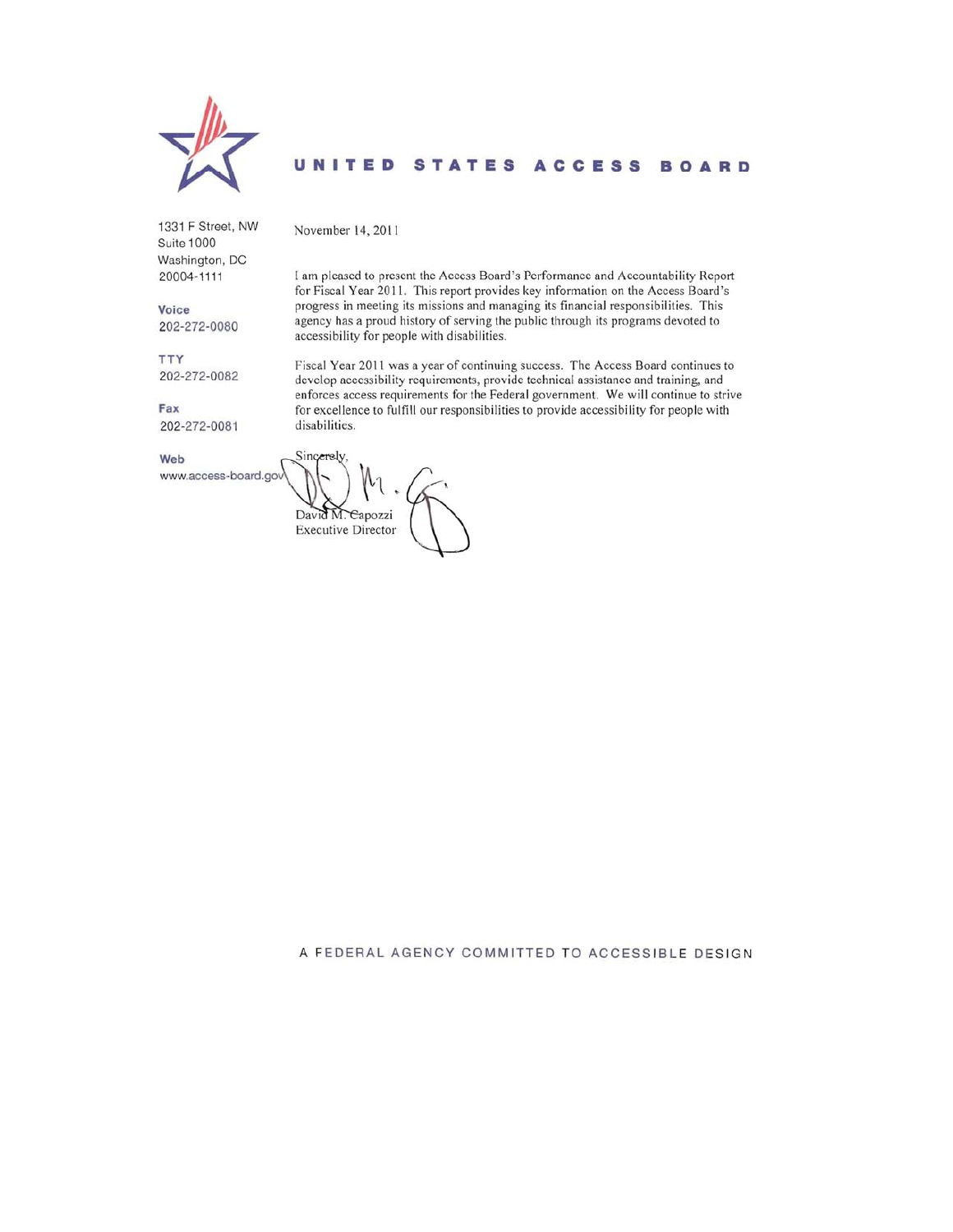# UNITED STATES ACCESS BOARD

1331 F Street, NW
Suite 1000
Washington, DC
20004-1111

**Voice**
202-272-0080

**TTY**
202-272-0082

**Fax**
202-272-0081

**Web**
www.access-board.gov

November 14, 2011

I am pleased to present the Access Board's Performance and Accountability Report for Fiscal Year 2011. This report provides key information on the Access Board's progress in meeting its missions and managing its financial responsibilities. This agency has a proud history of serving the public through its programs devoted to accessibility for people with disabilities.

Fiscal Year 2011 was a year of continuing success. The Access Board continues to develop accessibility requirements, provide technical assistance and training, and enforces access requirements for the Federal government. We will continue to strive for excellence to fulfill our responsibilities to provide accessibility for people with disabilities.

Sincerely,

David M. Capozzi
Executive Director

A FEDERAL AGENCY COMMITTED TO ACCESSIBLE DESIGN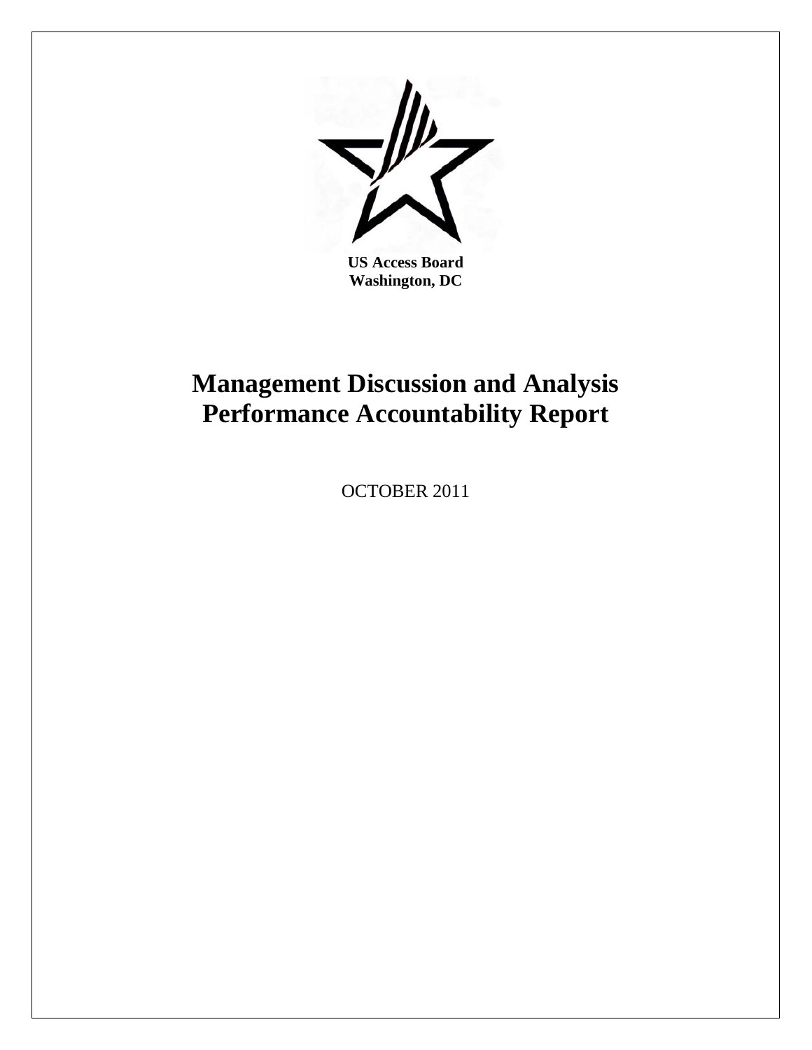**US Access Board**
**Washington, DC**

# Management Discussion and Analysis Performance Accountability Report

OCTOBER 2011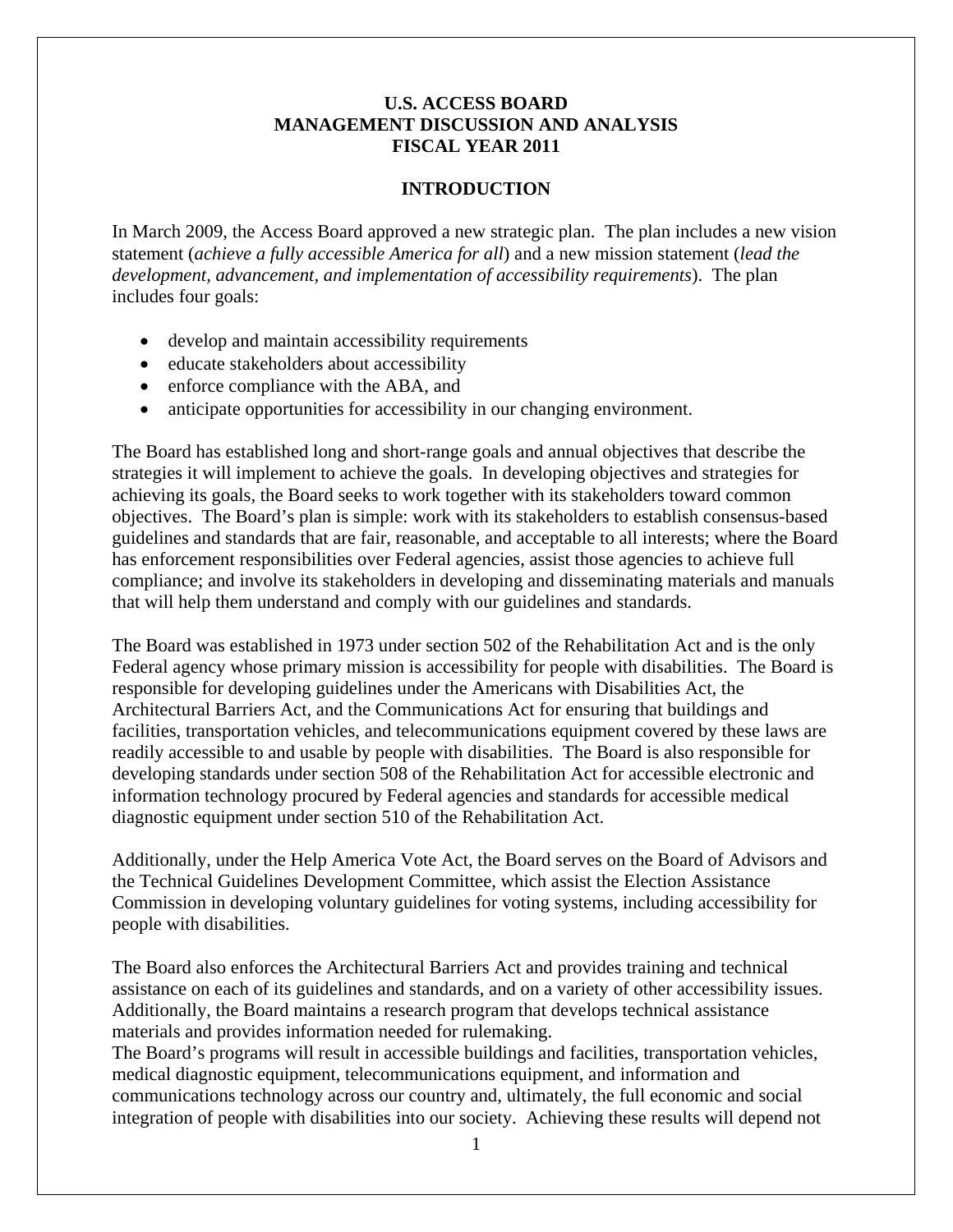# U.S. ACCESS BOARD MANAGEMENT DISCUSSION AND ANALYSIS FISCAL YEAR 2011

## INTRODUCTION

In March 2009, the Access Board approved a new strategic plan. The plan includes a new vision statement (*achieve a fully accessible America for all*) and a new mission statement (*lead the development, advancement, and implementation of accessibility requirements*). The plan includes four goals:

- develop and maintain accessibility requirements
- educate stakeholders about accessibility
- enforce compliance with the ABA, and
- anticipate opportunities for accessibility in our changing environment.

The Board has established long and short-range goals and annual objectives that describe the strategies it will implement to achieve the goals. In developing objectives and strategies for achieving its goals, the Board seeks to work together with its stakeholders toward common objectives. The Board's plan is simple: work with its stakeholders to establish consensus-based guidelines and standards that are fair, reasonable, and acceptable to all interests; where the Board has enforcement responsibilities over Federal agencies, assist those agencies to achieve full compliance; and involve its stakeholders in developing and disseminating materials and manuals that will help them understand and comply with our guidelines and standards.

The Board was established in 1973 under section 502 of the Rehabilitation Act and is the only Federal agency whose primary mission is accessibility for people with disabilities. The Board is responsible for developing guidelines under the Americans with Disabilities Act, the Architectural Barriers Act, and the Communications Act for ensuring that buildings and facilities, transportation vehicles, and telecommunications equipment covered by these laws are readily accessible to and usable by people with disabilities. The Board is also responsible for developing standards under section 508 of the Rehabilitation Act for accessible electronic and information technology procured by Federal agencies and standards for accessible medical diagnostic equipment under section 510 of the Rehabilitation Act.

Additionally, under the Help America Vote Act, the Board serves on the Board of Advisors and the Technical Guidelines Development Committee, which assist the Election Assistance Commission in developing voluntary guidelines for voting systems, including accessibility for people with disabilities.

The Board also enforces the Architectural Barriers Act and provides training and technical assistance on each of its guidelines and standards, and on a variety of other accessibility issues. Additionally, the Board maintains a research program that develops technical assistance materials and provides information needed for rulemaking.

The Board's programs will result in accessible buildings and facilities, transportation vehicles, medical diagnostic equipment, telecommunications equipment, and information and communications technology across our country and, ultimately, the full economic and social integration of people with disabilities into our society. Achieving these results will depend not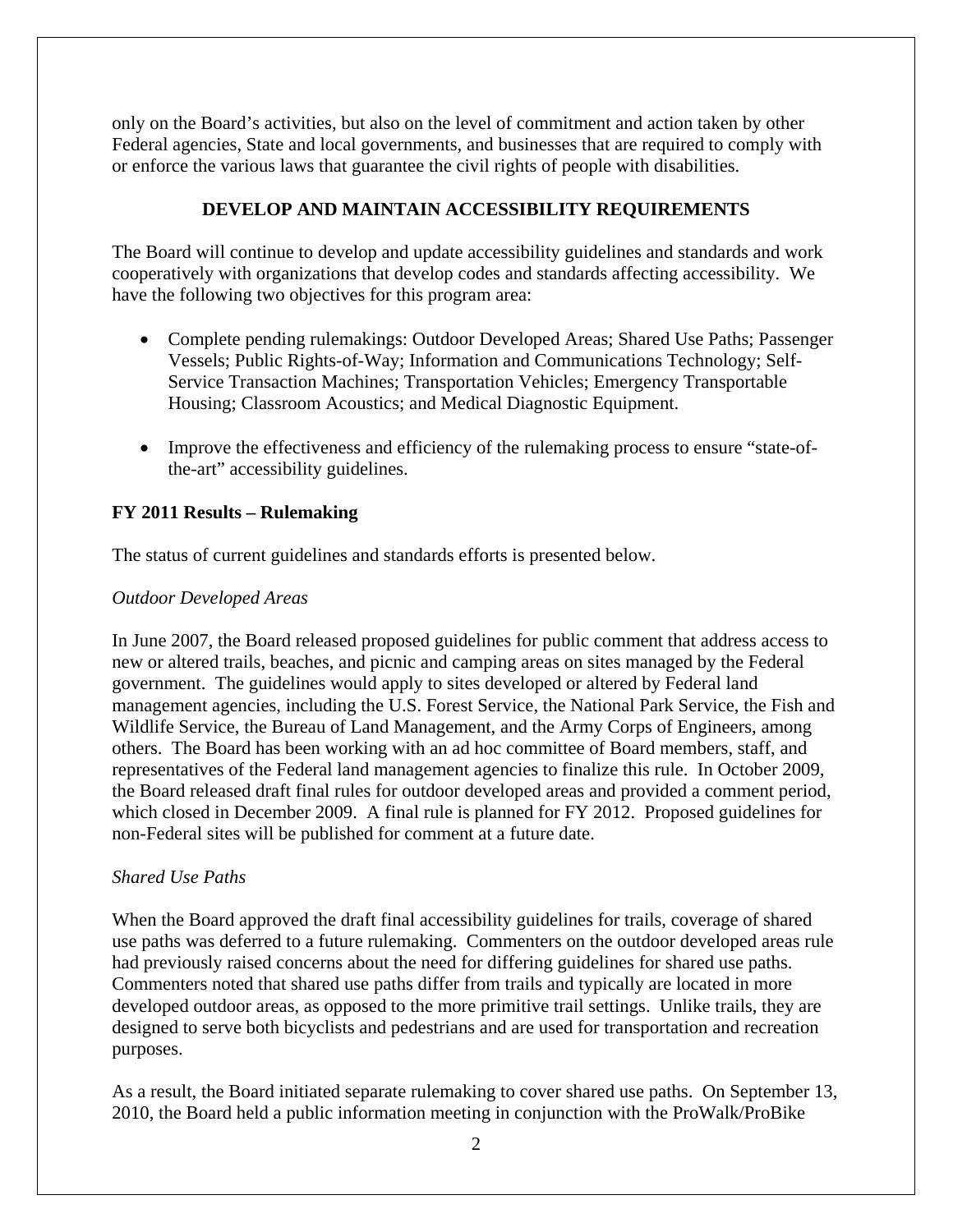only on the Board's activities, but also on the level of commitment and action taken by other Federal agencies, State and local governments, and businesses that are required to comply with or enforce the various laws that guarantee the civil rights of people with disabilities.

## DEVELOP AND MAINTAIN ACCESSIBILITY REQUIREMENTS

The Board will continue to develop and update accessibility guidelines and standards and work cooperatively with organizations that develop codes and standards affecting accessibility. We have the following two objectives for this program area:

- Complete pending rulemakings: Outdoor Developed Areas; Shared Use Paths; Passenger Vessels; Public Rights-of-Way; Information and Communications Technology; Self-Service Transaction Machines; Transportation Vehicles; Emergency Transportable Housing; Classroom Acoustics; and Medical Diagnostic Equipment.

- Improve the effectiveness and efficiency of the rulemaking process to ensure "state-of-the-art" accessibility guidelines.

### FY 2011 Results – Rulemaking

The status of current guidelines and standards efforts is presented below.

*Outdoor Developed Areas*

In June 2007, the Board released proposed guidelines for public comment that address access to new or altered trails, beaches, and picnic and camping areas on sites managed by the Federal government. The guidelines would apply to sites developed or altered by Federal land management agencies, including the U.S. Forest Service, the National Park Service, the Fish and Wildlife Service, the Bureau of Land Management, and the Army Corps of Engineers, among others. The Board has been working with an ad hoc committee of Board members, staff, and representatives of the Federal land management agencies to finalize this rule. In October 2009, the Board released draft final rules for outdoor developed areas and provided a comment period, which closed in December 2009. A final rule is planned for FY 2012. Proposed guidelines for non-Federal sites will be published for comment at a future date.

*Shared Use Paths*

When the Board approved the draft final accessibility guidelines for trails, coverage of shared use paths was deferred to a future rulemaking. Commenters on the outdoor developed areas rule had previously raised concerns about the need for differing guidelines for shared use paths. Commenters noted that shared use paths differ from trails and typically are located in more developed outdoor areas, as opposed to the more primitive trail settings. Unlike trails, they are designed to serve both bicyclists and pedestrians and are used for transportation and recreation purposes.

As a result, the Board initiated separate rulemaking to cover shared use paths. On September 13, 2010, the Board held a public information meeting in conjunction with the ProWalk/ProBike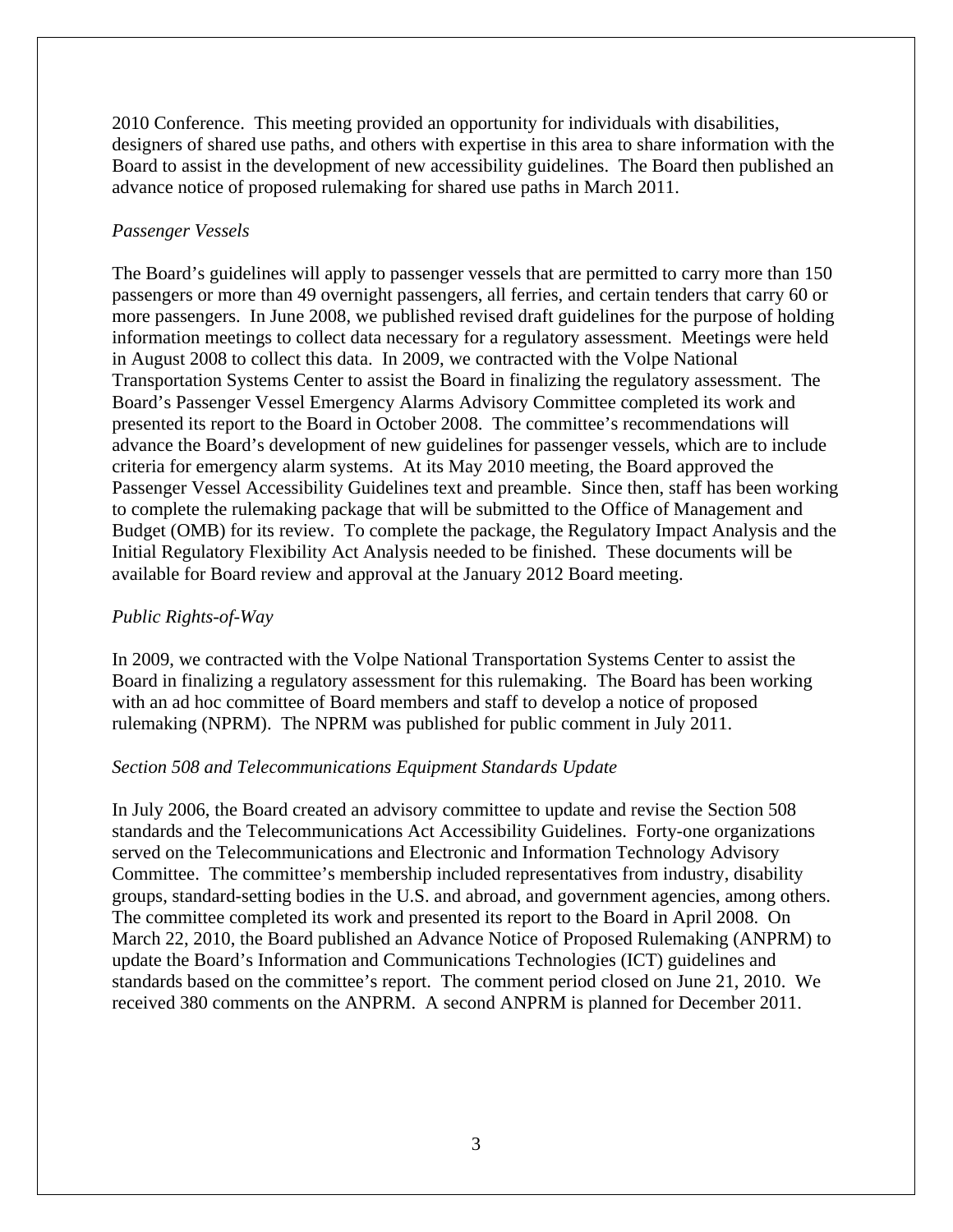2010 Conference. This meeting provided an opportunity for individuals with disabilities, designers of shared use paths, and others with expertise in this area to share information with the Board to assist in the development of new accessibility guidelines. The Board then published an advance notice of proposed rulemaking for shared use paths in March 2011.

*Passenger Vessels*

The Board's guidelines will apply to passenger vessels that are permitted to carry more than 150 passengers or more than 49 overnight passengers, all ferries, and certain tenders that carry 60 or more passengers. In June 2008, we published revised draft guidelines for the purpose of holding information meetings to collect data necessary for a regulatory assessment. Meetings were held in August 2008 to collect this data. In 2009, we contracted with the Volpe National Transportation Systems Center to assist the Board in finalizing the regulatory assessment. The Board's Passenger Vessel Emergency Alarms Advisory Committee completed its work and presented its report to the Board in October 2008. The committee's recommendations will advance the Board's development of new guidelines for passenger vessels, which are to include criteria for emergency alarm systems. At its May 2010 meeting, the Board approved the Passenger Vessel Accessibility Guidelines text and preamble. Since then, staff has been working to complete the rulemaking package that will be submitted to the Office of Management and Budget (OMB) for its review. To complete the package, the Regulatory Impact Analysis and the Initial Regulatory Flexibility Act Analysis needed to be finished. These documents will be available for Board review and approval at the January 2012 Board meeting.

*Public Rights-of-Way*

In 2009, we contracted with the Volpe National Transportation Systems Center to assist the Board in finalizing a regulatory assessment for this rulemaking. The Board has been working with an ad hoc committee of Board members and staff to develop a notice of proposed rulemaking (NPRM). The NPRM was published for public comment in July 2011.

*Section 508 and Telecommunications Equipment Standards Update*

In July 2006, the Board created an advisory committee to update and revise the Section 508 standards and the Telecommunications Act Accessibility Guidelines. Forty-one organizations served on the Telecommunications and Electronic and Information Technology Advisory Committee. The committee's membership included representatives from industry, disability groups, standard-setting bodies in the U.S. and abroad, and government agencies, among others. The committee completed its work and presented its report to the Board in April 2008. On March 22, 2010, the Board published an Advance Notice of Proposed Rulemaking (ANPRM) to update the Board's Information and Communications Technologies (ICT) guidelines and standards based on the committee's report. The comment period closed on June 21, 2010. We received 380 comments on the ANPRM. A second ANPRM is planned for December 2011.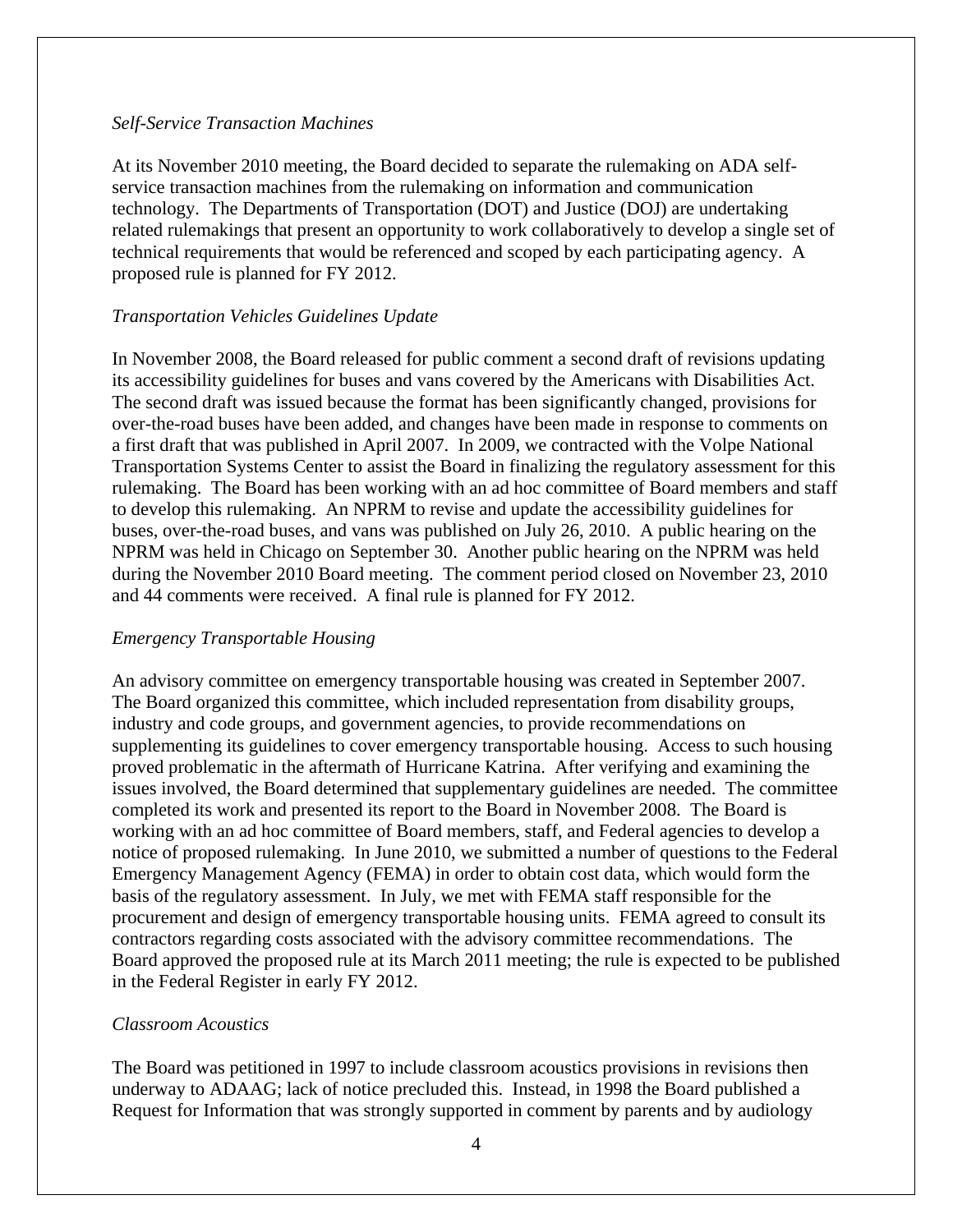*Self-Service Transaction Machines*

At its November 2010 meeting, the Board decided to separate the rulemaking on ADA self-service transaction machines from the rulemaking on information and communication technology. The Departments of Transportation (DOT) and Justice (DOJ) are undertaking related rulemakings that present an opportunity to work collaboratively to develop a single set of technical requirements that would be referenced and scoped by each participating agency. A proposed rule is planned for FY 2012.

*Transportation Vehicles Guidelines Update*

In November 2008, the Board released for public comment a second draft of revisions updating its accessibility guidelines for buses and vans covered by the Americans with Disabilities Act. The second draft was issued because the format has been significantly changed, provisions for over-the-road buses have been added, and changes have been made in response to comments on a first draft that was published in April 2007. In 2009, we contracted with the Volpe National Transportation Systems Center to assist the Board in finalizing the regulatory assessment for this rulemaking. The Board has been working with an ad hoc committee of Board members and staff to develop this rulemaking. An NPRM to revise and update the accessibility guidelines for buses, over-the-road buses, and vans was published on July 26, 2010. A public hearing on the NPRM was held in Chicago on September 30. Another public hearing on the NPRM was held during the November 2010 Board meeting. The comment period closed on November 23, 2010 and 44 comments were received. A final rule is planned for FY 2012.

*Emergency Transportable Housing*

An advisory committee on emergency transportable housing was created in September 2007. The Board organized this committee, which included representation from disability groups, industry and code groups, and government agencies, to provide recommendations on supplementing its guidelines to cover emergency transportable housing. Access to such housing proved problematic in the aftermath of Hurricane Katrina. After verifying and examining the issues involved, the Board determined that supplementary guidelines are needed. The committee completed its work and presented its report to the Board in November 2008. The Board is working with an ad hoc committee of Board members, staff, and Federal agencies to develop a notice of proposed rulemaking. In June 2010, we submitted a number of questions to the Federal Emergency Management Agency (FEMA) in order to obtain cost data, which would form the basis of the regulatory assessment. In July, we met with FEMA staff responsible for the procurement and design of emergency transportable housing units. FEMA agreed to consult its contractors regarding costs associated with the advisory committee recommendations. The Board approved the proposed rule at its March 2011 meeting; the rule is expected to be published in the Federal Register in early FY 2012.

*Classroom Acoustics*

The Board was petitioned in 1997 to include classroom acoustics provisions in revisions then underway to ADAAG; lack of notice precluded this. Instead, in 1998 the Board published a Request for Information that was strongly supported in comment by parents and by audiology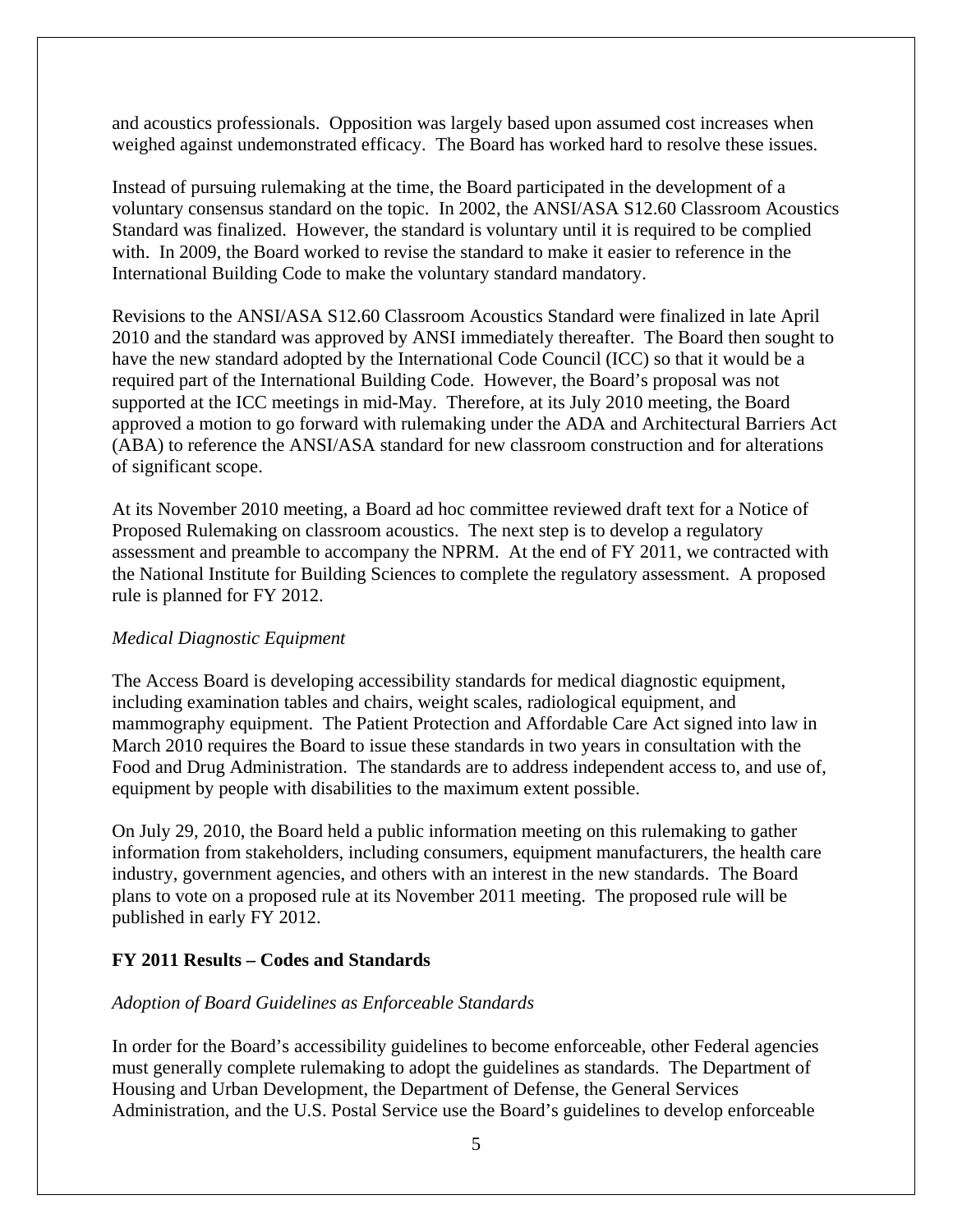and acoustics professionals. Opposition was largely based upon assumed cost increases when weighed against undemonstrated efficacy. The Board has worked hard to resolve these issues.

Instead of pursuing rulemaking at the time, the Board participated in the development of a voluntary consensus standard on the topic. In 2002, the ANSI/ASA S12.60 Classroom Acoustics Standard was finalized. However, the standard is voluntary until it is required to be complied with. In 2009, the Board worked to revise the standard to make it easier to reference in the International Building Code to make the voluntary standard mandatory.

Revisions to the ANSI/ASA S12.60 Classroom Acoustics Standard were finalized in late April 2010 and the standard was approved by ANSI immediately thereafter. The Board then sought to have the new standard adopted by the International Code Council (ICC) so that it would be a required part of the International Building Code. However, the Board's proposal was not supported at the ICC meetings in mid-May. Therefore, at its July 2010 meeting, the Board approved a motion to go forward with rulemaking under the ADA and Architectural Barriers Act (ABA) to reference the ANSI/ASA standard for new classroom construction and for alterations of significant scope.

At its November 2010 meeting, a Board ad hoc committee reviewed draft text for a Notice of Proposed Rulemaking on classroom acoustics. The next step is to develop a regulatory assessment and preamble to accompany the NPRM. At the end of FY 2011, we contracted with the National Institute for Building Sciences to complete the regulatory assessment. A proposed rule is planned for FY 2012.

*Medical Diagnostic Equipment*

The Access Board is developing accessibility standards for medical diagnostic equipment, including examination tables and chairs, weight scales, radiological equipment, and mammography equipment. The Patient Protection and Affordable Care Act signed into law in March 2010 requires the Board to issue these standards in two years in consultation with the Food and Drug Administration. The standards are to address independent access to, and use of, equipment by people with disabilities to the maximum extent possible.

On July 29, 2010, the Board held a public information meeting on this rulemaking to gather information from stakeholders, including consumers, equipment manufacturers, the health care industry, government agencies, and others with an interest in the new standards. The Board plans to vote on a proposed rule at its November 2011 meeting. The proposed rule will be published in early FY 2012.

**FY 2011 Results – Codes and Standards**

*Adoption of Board Guidelines as Enforceable Standards*

In order for the Board's accessibility guidelines to become enforceable, other Federal agencies must generally complete rulemaking to adopt the guidelines as standards. The Department of Housing and Urban Development, the Department of Defense, the General Services Administration, and the U.S. Postal Service use the Board's guidelines to develop enforceable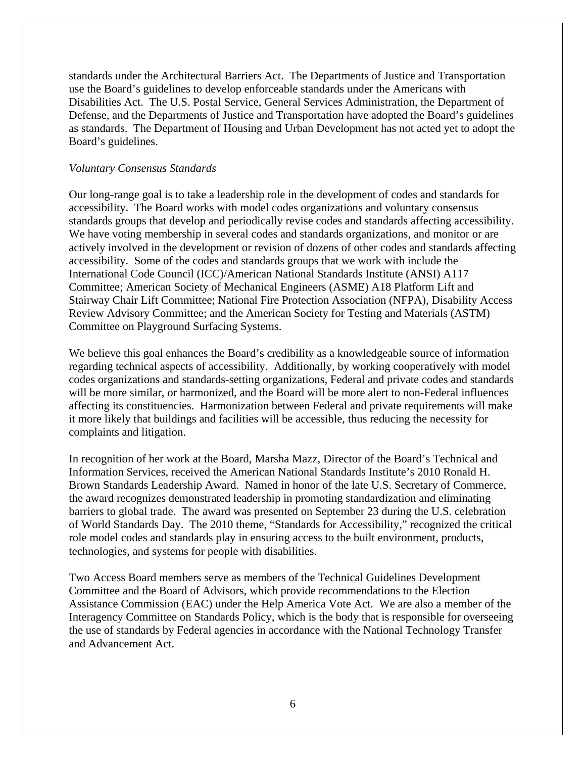standards under the Architectural Barriers Act. The Departments of Justice and Transportation use the Board's guidelines to develop enforceable standards under the Americans with Disabilities Act. The U.S. Postal Service, General Services Administration, the Department of Defense, and the Departments of Justice and Transportation have adopted the Board's guidelines as standards. The Department of Housing and Urban Development has not acted yet to adopt the Board's guidelines.

*Voluntary Consensus Standards*

Our long-range goal is to take a leadership role in the development of codes and standards for accessibility. The Board works with model codes organizations and voluntary consensus standards groups that develop and periodically revise codes and standards affecting accessibility. We have voting membership in several codes and standards organizations, and monitor or are actively involved in the development or revision of dozens of other codes and standards affecting accessibility. Some of the codes and standards groups that we work with include the International Code Council (ICC)/American National Standards Institute (ANSI) A117 Committee; American Society of Mechanical Engineers (ASME) A18 Platform Lift and Stairway Chair Lift Committee; National Fire Protection Association (NFPA), Disability Access Review Advisory Committee; and the American Society for Testing and Materials (ASTM) Committee on Playground Surfacing Systems.

We believe this goal enhances the Board's credibility as a knowledgeable source of information regarding technical aspects of accessibility. Additionally, by working cooperatively with model codes organizations and standards-setting organizations, Federal and private codes and standards will be more similar, or harmonized, and the Board will be more alert to non-Federal influences affecting its constituencies. Harmonization between Federal and private requirements will make it more likely that buildings and facilities will be accessible, thus reducing the necessity for complaints and litigation.

In recognition of her work at the Board, Marsha Mazz, Director of the Board's Technical and Information Services, received the American National Standards Institute's 2010 Ronald H. Brown Standards Leadership Award. Named in honor of the late U.S. Secretary of Commerce, the award recognizes demonstrated leadership in promoting standardization and eliminating barriers to global trade. The award was presented on September 23 during the U.S. celebration of World Standards Day. The 2010 theme, "Standards for Accessibility," recognized the critical role model codes and standards play in ensuring access to the built environment, products, technologies, and systems for people with disabilities.

Two Access Board members serve as members of the Technical Guidelines Development Committee and the Board of Advisors, which provide recommendations to the Election Assistance Commission (EAC) under the Help America Vote Act. We are also a member of the Interagency Committee on Standards Policy, which is the body that is responsible for overseeing the use of standards by Federal agencies in accordance with the National Technology Transfer and Advancement Act.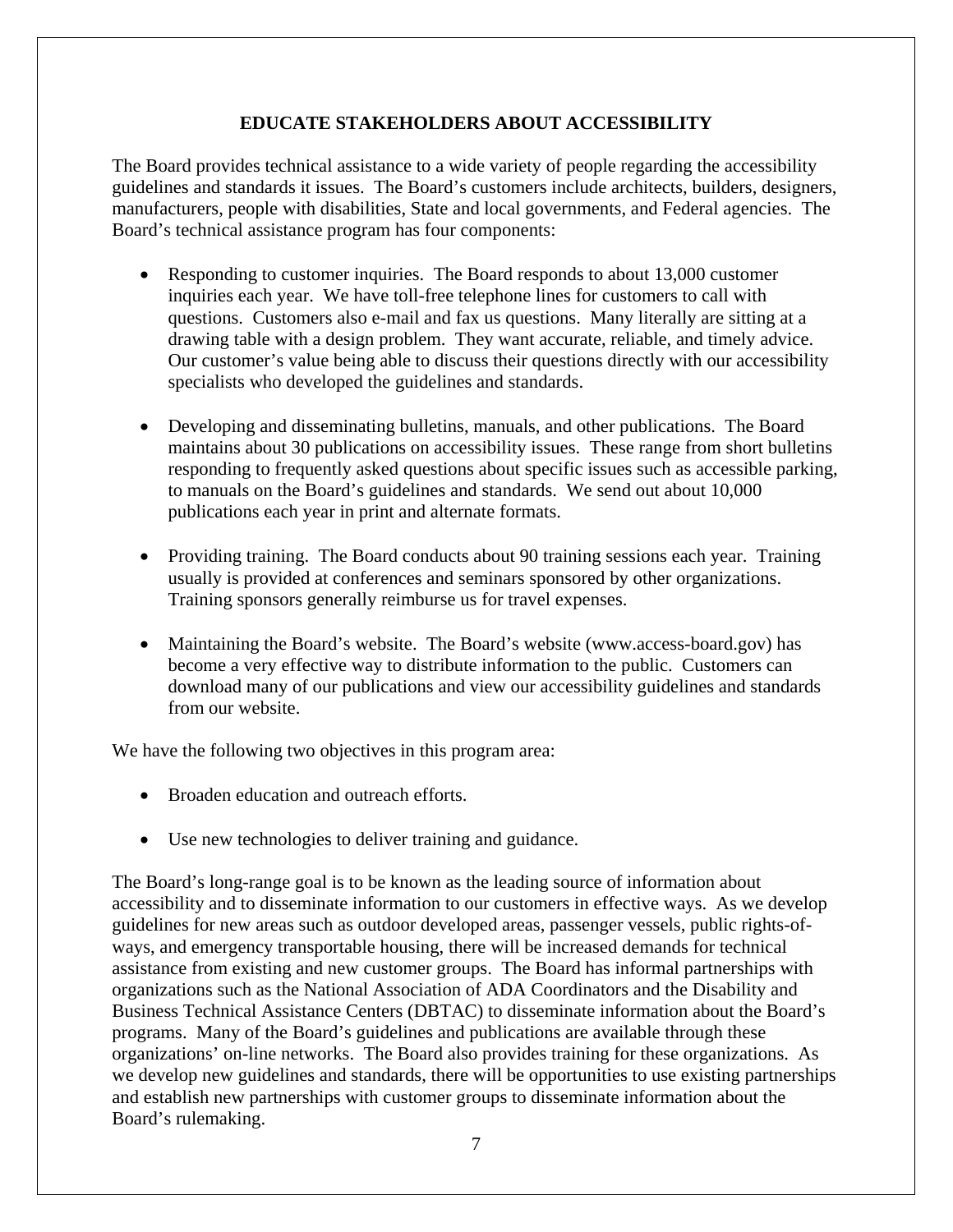## EDUCATE STAKEHOLDERS ABOUT ACCESSIBILITY

The Board provides technical assistance to a wide variety of people regarding the accessibility guidelines and standards it issues. The Board's customers include architects, builders, designers, manufacturers, people with disabilities, State and local governments, and Federal agencies. The Board's technical assistance program has four components:

- Responding to customer inquiries. The Board responds to about 13,000 customer inquiries each year. We have toll-free telephone lines for customers to call with questions. Customers also e-mail and fax us questions. Many literally are sitting at a drawing table with a design problem. They want accurate, reliable, and timely advice. Our customer's value being able to discuss their questions directly with our accessibility specialists who developed the guidelines and standards.

- Developing and disseminating bulletins, manuals, and other publications. The Board maintains about 30 publications on accessibility issues. These range from short bulletins responding to frequently asked questions about specific issues such as accessible parking, to manuals on the Board's guidelines and standards. We send out about 10,000 publications each year in print and alternate formats.

- Providing training. The Board conducts about 90 training sessions each year. Training usually is provided at conferences and seminars sponsored by other organizations. Training sponsors generally reimburse us for travel expenses.

- Maintaining the Board's website. The Board's website (www.access-board.gov) has become a very effective way to distribute information to the public. Customers can download many of our publications and view our accessibility guidelines and standards from our website.

We have the following two objectives in this program area:

- Broaden education and outreach efforts.

- Use new technologies to deliver training and guidance.

The Board's long-range goal is to be known as the leading source of information about accessibility and to disseminate information to our customers in effective ways. As we develop guidelines for new areas such as outdoor developed areas, passenger vessels, public rights-of-ways, and emergency transportable housing, there will be increased demands for technical assistance from existing and new customer groups. The Board has informal partnerships with organizations such as the National Association of ADA Coordinators and the Disability and Business Technical Assistance Centers (DBTAC) to disseminate information about the Board's programs. Many of the Board's guidelines and publications are available through these organizations' on-line networks. The Board also provides training for these organizations. As we develop new guidelines and standards, there will be opportunities to use existing partnerships and establish new partnerships with customer groups to disseminate information about the Board's rulemaking.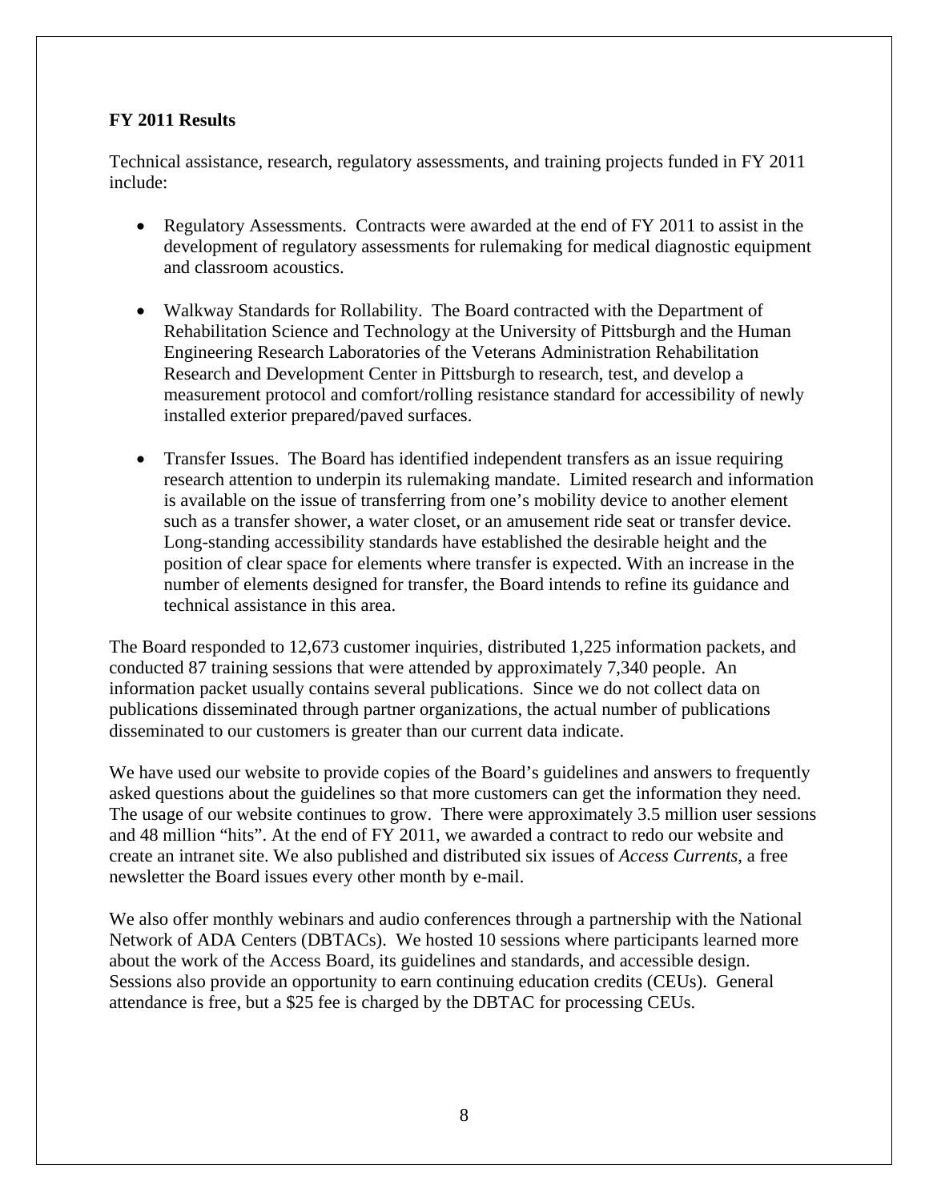**FY 2011 Results**

Technical assistance, research, regulatory assessments, and training projects funded in FY 2011 include:

- Regulatory Assessments. Contracts were awarded at the end of FY 2011 to assist in the development of regulatory assessments for rulemaking for medical diagnostic equipment and classroom acoustics.

- Walkway Standards for Rollability. The Board contracted with the Department of Rehabilitation Science and Technology at the University of Pittsburgh and the Human Engineering Research Laboratories of the Veterans Administration Rehabilitation Research and Development Center in Pittsburgh to research, test, and develop a measurement protocol and comfort/rolling resistance standard for accessibility of newly installed exterior prepared/paved surfaces.

- Transfer Issues. The Board has identified independent transfers as an issue requiring research attention to underpin its rulemaking mandate. Limited research and information is available on the issue of transferring from one's mobility device to another element such as a transfer shower, a water closet, or an amusement ride seat or transfer device. Long-standing accessibility standards have established the desirable height and the position of clear space for elements where transfer is expected. With an increase in the number of elements designed for transfer, the Board intends to refine its guidance and technical assistance in this area.

The Board responded to 12,673 customer inquiries, distributed 1,225 information packets, and conducted 87 training sessions that were attended by approximately 7,340 people. An information packet usually contains several publications. Since we do not collect data on publications disseminated through partner organizations, the actual number of publications disseminated to our customers is greater than our current data indicate.

We have used our website to provide copies of the Board's guidelines and answers to frequently asked questions about the guidelines so that more customers can get the information they need. The usage of our website continues to grow. There were approximately 3.5 million user sessions and 48 million "hits". At the end of FY 2011, we awarded a contract to redo our website and create an intranet site. We also published and distributed six issues of *Access Currents*, a free newsletter the Board issues every other month by e-mail.

We also offer monthly webinars and audio conferences through a partnership with the National Network of ADA Centers (DBTACs). We hosted 10 sessions where participants learned more about the work of the Access Board, its guidelines and standards, and accessible design. Sessions also provide an opportunity to earn continuing education credits (CEUs). General attendance is free, but a $25 fee is charged by the DBTAC for processing CEUs.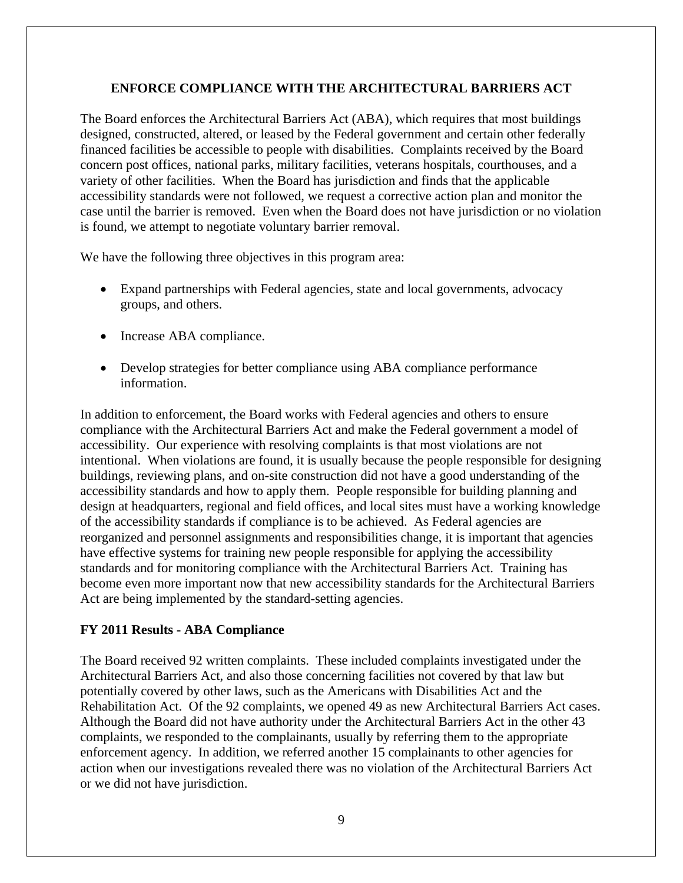## ENFORCE COMPLIANCE WITH THE ARCHITECTURAL BARRIERS ACT

The Board enforces the Architectural Barriers Act (ABA), which requires that most buildings designed, constructed, altered, or leased by the Federal government and certain other federally financed facilities be accessible to people with disabilities. Complaints received by the Board concern post offices, national parks, military facilities, veterans hospitals, courthouses, and a variety of other facilities. When the Board has jurisdiction and finds that the applicable accessibility standards were not followed, we request a corrective action plan and monitor the case until the barrier is removed. Even when the Board does not have jurisdiction or no violation is found, we attempt to negotiate voluntary barrier removal.

We have the following three objectives in this program area:

- Expand partnerships with Federal agencies, state and local governments, advocacy groups, and others.
- Increase ABA compliance.
- Develop strategies for better compliance using ABA compliance performance information.

In addition to enforcement, the Board works with Federal agencies and others to ensure compliance with the Architectural Barriers Act and make the Federal government a model of accessibility. Our experience with resolving complaints is that most violations are not intentional. When violations are found, it is usually because the people responsible for designing buildings, reviewing plans, and on-site construction did not have a good understanding of the accessibility standards and how to apply them. People responsible for building planning and design at headquarters, regional and field offices, and local sites must have a working knowledge of the accessibility standards if compliance is to be achieved. As Federal agencies are reorganized and personnel assignments and responsibilities change, it is important that agencies have effective systems for training new people responsible for applying the accessibility standards and for monitoring compliance with the Architectural Barriers Act. Training has become even more important now that new accessibility standards for the Architectural Barriers Act are being implemented by the standard-setting agencies.

### FY 2011 Results - ABA Compliance

The Board received 92 written complaints. These included complaints investigated under the Architectural Barriers Act, and also those concerning facilities not covered by that law but potentially covered by other laws, such as the Americans with Disabilities Act and the Rehabilitation Act. Of the 92 complaints, we opened 49 as new Architectural Barriers Act cases. Although the Board did not have authority under the Architectural Barriers Act in the other 43 complaints, we responded to the complainants, usually by referring them to the appropriate enforcement agency. In addition, we referred another 15 complainants to other agencies for action when our investigations revealed there was no violation of the Architectural Barriers Act or we did not have jurisdiction.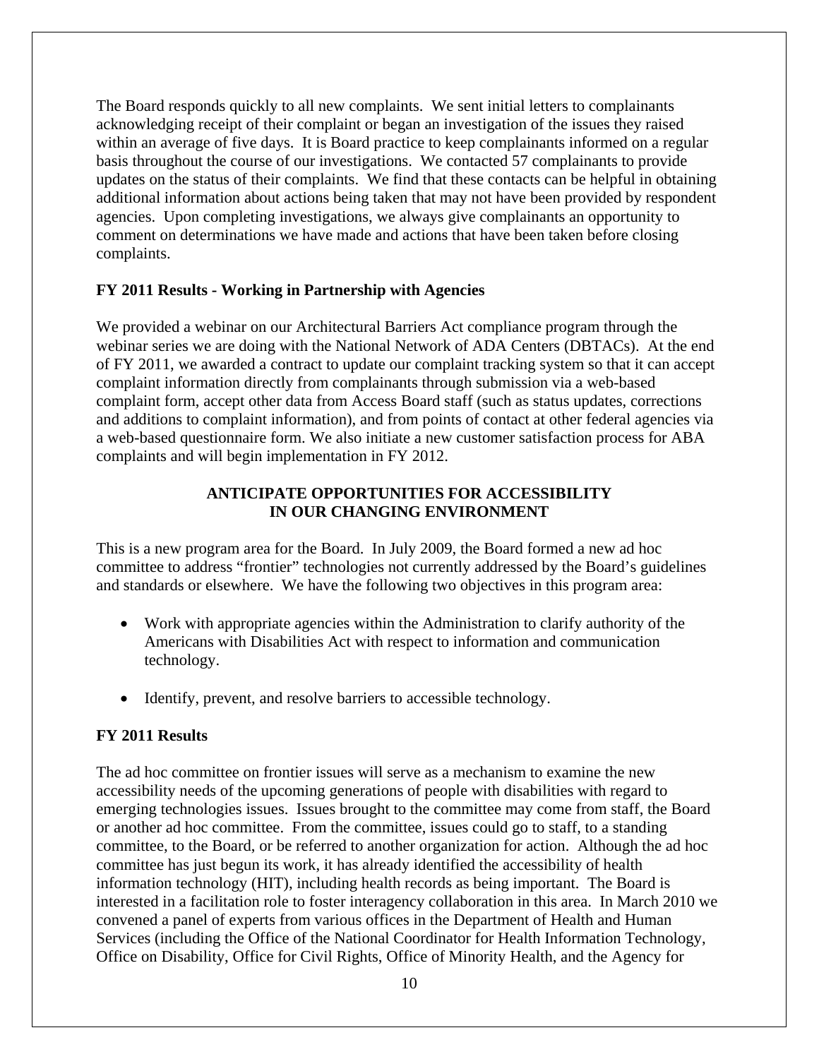The Board responds quickly to all new complaints. We sent initial letters to complainants acknowledging receipt of their complaint or began an investigation of the issues they raised within an average of five days. It is Board practice to keep complainants informed on a regular basis throughout the course of our investigations. We contacted 57 complainants to provide updates on the status of their complaints. We find that these contacts can be helpful in obtaining additional information about actions being taken that may not have been provided by respondent agencies. Upon completing investigations, we always give complainants an opportunity to comment on determinations we have made and actions that have been taken before closing complaints.

**FY 2011 Results - Working in Partnership with Agencies**

We provided a webinar on our Architectural Barriers Act compliance program through the webinar series we are doing with the National Network of ADA Centers (DBTACs). At the end of FY 2011, we awarded a contract to update our complaint tracking system so that it can accept complaint information directly from complainants through submission via a web-based complaint form, accept other data from Access Board staff (such as status updates, corrections and additions to complaint information), and from points of contact at other federal agencies via a web-based questionnaire form. We also initiate a new customer satisfaction process for ABA complaints and will begin implementation in FY 2012.

## ANTICIPATE OPPORTUNITIES FOR ACCESSIBILITY IN OUR CHANGING ENVIRONMENT

This is a new program area for the Board. In July 2009, the Board formed a new ad hoc committee to address "frontier" technologies not currently addressed by the Board's guidelines and standards or elsewhere. We have the following two objectives in this program area:

- Work with appropriate agencies within the Administration to clarify authority of the Americans with Disabilities Act with respect to information and communication technology.
- Identify, prevent, and resolve barriers to accessible technology.

**FY 2011 Results**

The ad hoc committee on frontier issues will serve as a mechanism to examine the new accessibility needs of the upcoming generations of people with disabilities with regard to emerging technologies issues. Issues brought to the committee may come from staff, the Board or another ad hoc committee. From the committee, issues could go to staff, to a standing committee, to the Board, or be referred to another organization for action. Although the ad hoc committee has just begun its work, it has already identified the accessibility of health information technology (HIT), including health records as being important. The Board is interested in a facilitation role to foster interagency collaboration in this area. In March 2010 we convened a panel of experts from various offices in the Department of Health and Human Services (including the Office of the National Coordinator for Health Information Technology, Office on Disability, Office for Civil Rights, Office of Minority Health, and the Agency for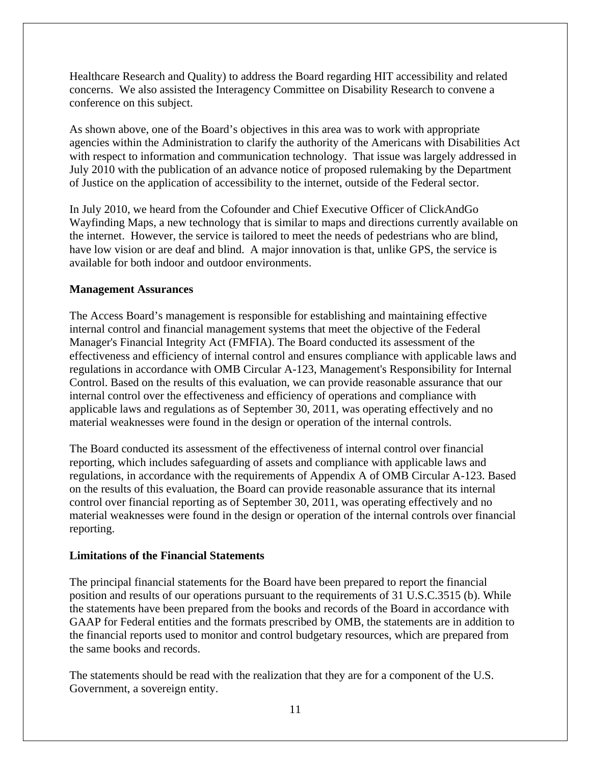Healthcare Research and Quality) to address the Board regarding HIT accessibility and related concerns. We also assisted the Interagency Committee on Disability Research to convene a conference on this subject.

As shown above, one of the Board's objectives in this area was to work with appropriate agencies within the Administration to clarify the authority of the Americans with Disabilities Act with respect to information and communication technology. That issue was largely addressed in July 2010 with the publication of an advance notice of proposed rulemaking by the Department of Justice on the application of accessibility to the internet, outside of the Federal sector.

In July 2010, we heard from the Cofounder and Chief Executive Officer of ClickAndGo Wayfinding Maps, a new technology that is similar to maps and directions currently available on the internet. However, the service is tailored to meet the needs of pedestrians who are blind, have low vision or are deaf and blind. A major innovation is that, unlike GPS, the service is available for both indoor and outdoor environments.

**Management Assurances**

The Access Board's management is responsible for establishing and maintaining effective internal control and financial management systems that meet the objective of the Federal Manager's Financial Integrity Act (FMFIA). The Board conducted its assessment of the effectiveness and efficiency of internal control and ensures compliance with applicable laws and regulations in accordance with OMB Circular A-123, Management's Responsibility for Internal Control. Based on the results of this evaluation, we can provide reasonable assurance that our internal control over the effectiveness and efficiency of operations and compliance with applicable laws and regulations as of September 30, 2011, was operating effectively and no material weaknesses were found in the design or operation of the internal controls.

The Board conducted its assessment of the effectiveness of internal control over financial reporting, which includes safeguarding of assets and compliance with applicable laws and regulations, in accordance with the requirements of Appendix A of OMB Circular A-123. Based on the results of this evaluation, the Board can provide reasonable assurance that its internal control over financial reporting as of September 30, 2011, was operating effectively and no material weaknesses were found in the design or operation of the internal controls over financial reporting.

**Limitations of the Financial Statements**

The principal financial statements for the Board have been prepared to report the financial position and results of our operations pursuant to the requirements of 31 U.S.C.3515 (b). While the statements have been prepared from the books and records of the Board in accordance with GAAP for Federal entities and the formats prescribed by OMB, the statements are in addition to the financial reports used to monitor and control budgetary resources, which are prepared from the same books and records.

The statements should be read with the realization that they are for a component of the U.S. Government, a sovereign entity.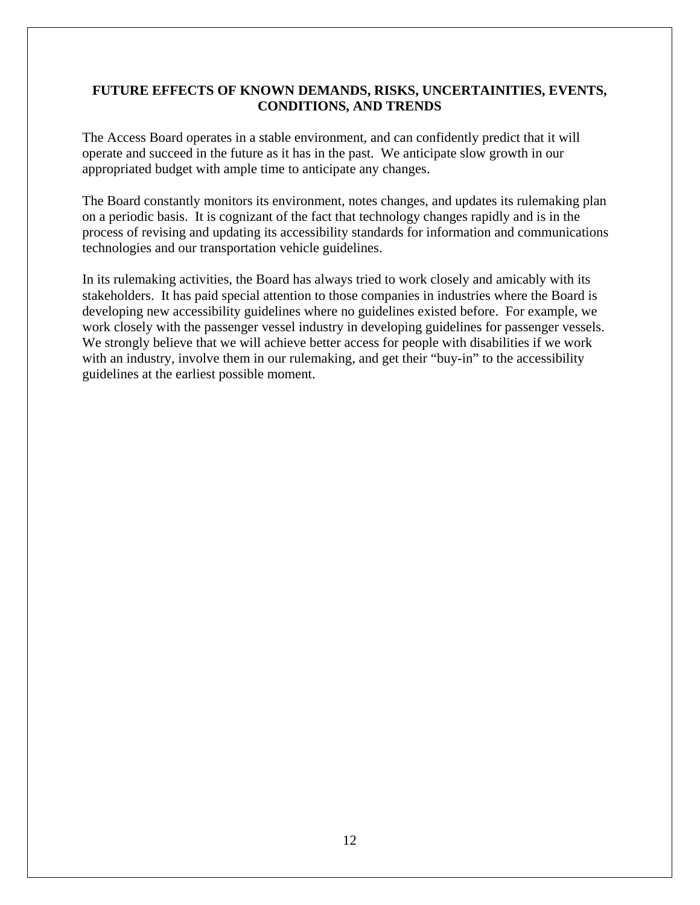## FUTURE EFFECTS OF KNOWN DEMANDS, RISKS, UNCERTAININITIES, EVENTS, CONDITIONS, AND TRENDS

The Access Board operates in a stable environment, and can confidently predict that it will operate and succeed in the future as it has in the past. We anticipate slow growth in our appropriated budget with ample time to anticipate any changes.

The Board constantly monitors its environment, notes changes, and updates its rulemaking plan on a periodic basis. It is cognizant of the fact that technology changes rapidly and is in the process of revising and updating its accessibility standards for information and communications technologies and our transportation vehicle guidelines.

In its rulemaking activities, the Board has always tried to work closely and amicably with its stakeholders. It has paid special attention to those companies in industries where the Board is developing new accessibility guidelines where no guidelines existed before. For example, we work closely with the passenger vessel industry in developing guidelines for passenger vessels. We strongly believe that we will achieve better access for people with disabilities if we work with an industry, involve them in our rulemaking, and get their "buy-in" to the accessibility guidelines at the earliest possible moment.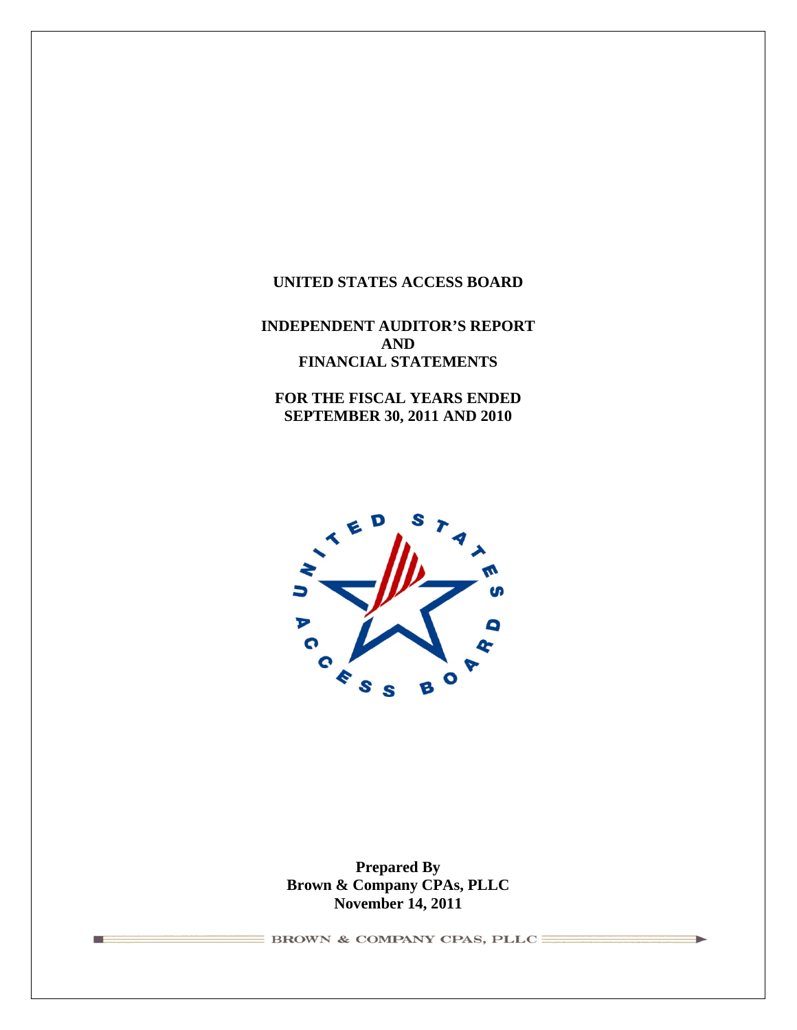**UNITED STATES ACCESS BOARD**

**INDEPENDENT AUDITOR'S REPORT**
**AND**
**FINANCIAL STATEMENTS**

**FOR THE FISCAL YEARS ENDED**
**SEPTEMBER 30, 2011 AND 2010**

**Prepared By**
**Brown & Company CPAs, PLLC**
**November 14, 2011**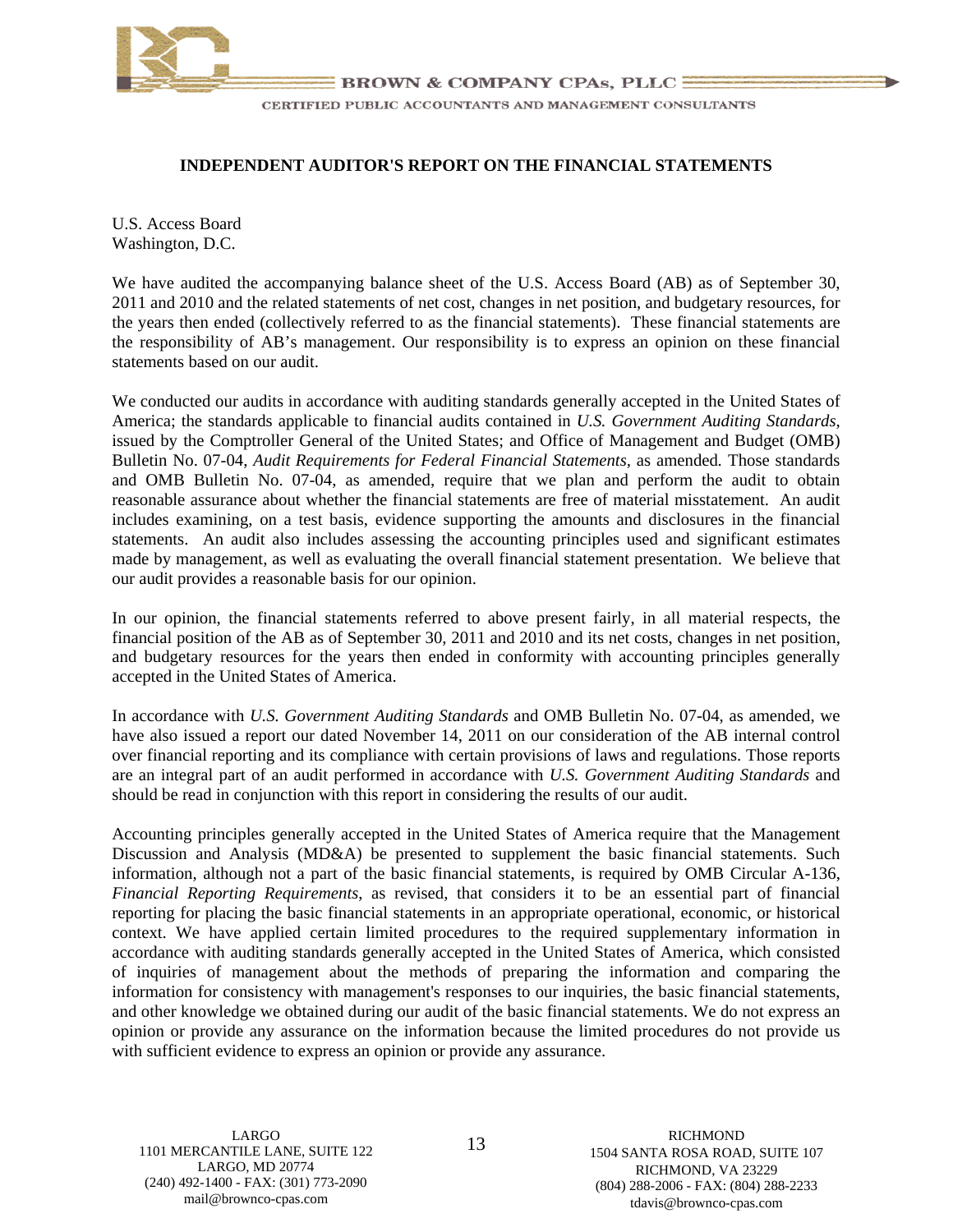BROWN & COMPANY CPAs, PLLC

CERTIFIED PUBLIC ACCOUNTANTS AND MANAGEMENT CONSULTANTS

## INDEPENDENT AUDITOR'S REPORT ON THE FINANCIAL STATEMENTS

U.S. Access Board
Washington, D.C.

We have audited the accompanying balance sheet of the U.S. Access Board (AB) as of September 30, 2011 and 2010 and the related statements of net cost, changes in net position, and budgetary resources, for the years then ended (collectively referred to as the financial statements). These financial statements are the responsibility of AB's management. Our responsibility is to express an opinion on these financial statements based on our audit.

We conducted our audits in accordance with auditing standards generally accepted in the United States of America; the standards applicable to financial audits contained in *U.S. Government Auditing Standards*, issued by the Comptroller General of the United States; and Office of Management and Budget (OMB) Bulletin No. 07-04, *Audit Requirements for Federal Financial Statements*, as amended. Those standards and OMB Bulletin No. 07-04, as amended, require that we plan and perform the audit to obtain reasonable assurance about whether the financial statements are free of material misstatement. An audit includes examining, on a test basis, evidence supporting the amounts and disclosures in the financial statements. An audit also includes assessing the accounting principles used and significant estimates made by management, as well as evaluating the overall financial statement presentation. We believe that our audit provides a reasonable basis for our opinion.

In our opinion, the financial statements referred to above present fairly, in all material respects, the financial position of the AB as of September 30, 2011 and 2010 and its net costs, changes in net position, and budgetary resources for the years then ended in conformity with accounting principles generally accepted in the United States of America.

In accordance with *U.S. Government Auditing Standards* and OMB Bulletin No. 07-04, as amended, we have also issued a report our dated November 14, 2011 on our consideration of the AB internal control over financial reporting and its compliance with certain provisions of laws and regulations. Those reports are an integral part of an audit performed in accordance with *U.S. Government Auditing Standards* and should be read in conjunction with this report in considering the results of our audit.

Accounting principles generally accepted in the United States of America require that the Management Discussion and Analysis (MD&A) be presented to supplement the basic financial statements. Such information, although not a part of the basic financial statements, is required by OMB Circular A-136, *Financial Reporting Requirements*, as revised, that considers it to be an essential part of financial reporting for placing the basic financial statements in an appropriate operational, economic, or historical context. We have applied certain limited procedures to the required supplementary information in accordance with auditing standards generally accepted in the United States of America, which consisted of inquiries of management about the methods of preparing the information and comparing the information for consistency with management's responses to our inquiries, the basic financial statements, and other knowledge we obtained during our audit of the basic financial statements. We do not express an opinion or provide any assurance on the information because the limited procedures do not provide us with sufficient evidence to express an opinion or provide any assurance.

LARGO
1101 MERCANTILE LANE, SUITE 122
LARGO, MD 20774
(240) 492-1400 - FAX: (301) 773-2090
mail@brownco-cpas.com

RICHMOND
1504 SANTA ROSA ROAD, SUITE 107
RICHMOND, VA 23229
(804) 288-2006 - FAX: (804) 288-2233
tdavis@brownco-cpas.com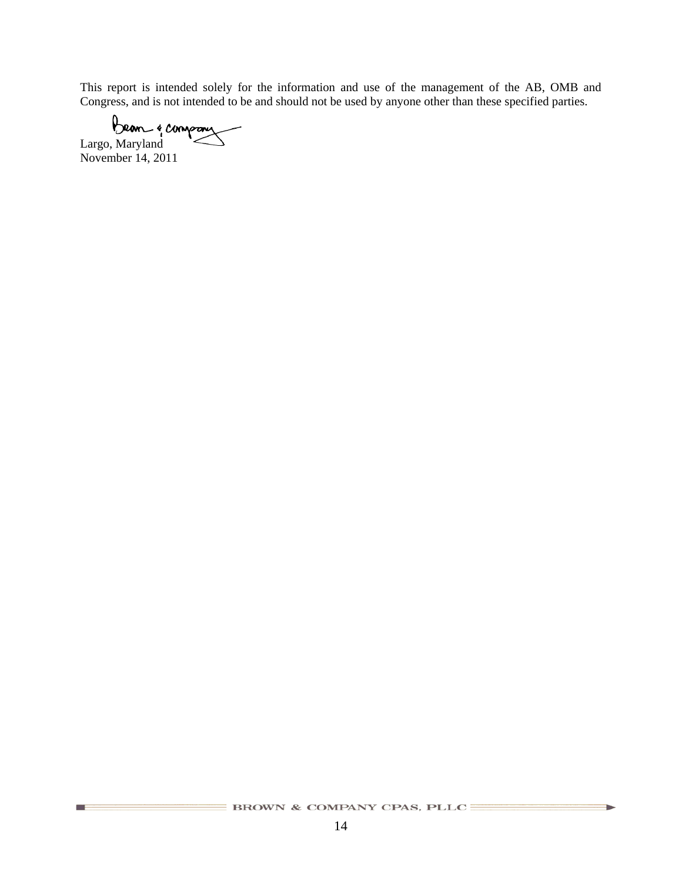This report is intended solely for the information and use of the management of the AB, OMB and Congress, and is not intended to be and should not be used by anyone other than these specified parties.

Brown & Company

Largo, Maryland
November 14, 2011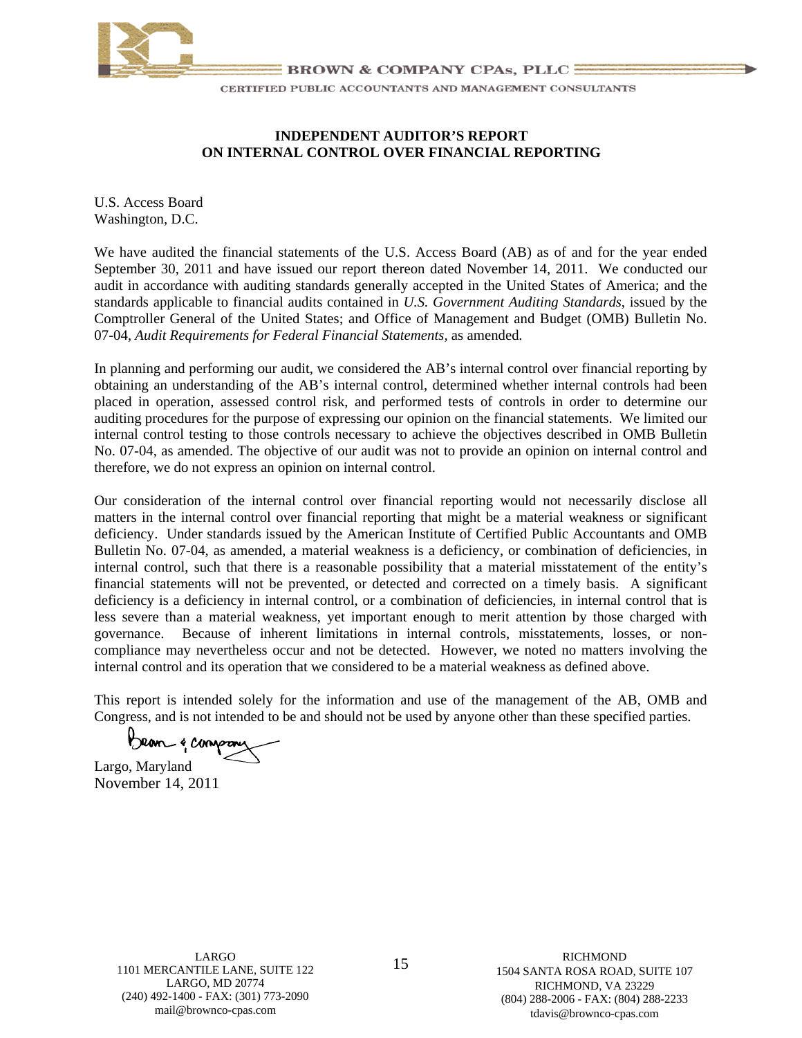BROWN & COMPANY CPAs, PLLC

CERTIFIED PUBLIC ACCOUNTANTS AND MANAGEMENT CONSULTANTS

**INDEPENDENT AUDITOR'S REPORT**
**ON INTERNAL CONTROL OVER FINANCIAL REPORTING**

U.S. Access Board
Washington, D.C.

We have audited the financial statements of the U.S. Access Board (AB) as of and for the year ended September 30, 2011 and have issued our report thereon dated November 14, 2011. We conducted our audit in accordance with auditing standards generally accepted in the United States of America; and the standards applicable to financial audits contained in *U.S. Government Auditing Standards*, issued by the Comptroller General of the United States; and Office of Management and Budget (OMB) Bulletin No. 07-04, *Audit Requirements for Federal Financial Statements*, as amended.

In planning and performing our audit, we considered the AB's internal control over financial reporting by obtaining an understanding of the AB's internal control, determined whether internal controls had been placed in operation, assessed control risk, and performed tests of controls in order to determine our auditing procedures for the purpose of expressing our opinion on the financial statements. We limited our internal control testing to those controls necessary to achieve the objectives described in OMB Bulletin No. 07-04, as amended. The objective of our audit was not to provide an opinion on internal control and therefore, we do not express an opinion on internal control.

Our consideration of the internal control over financial reporting would not necessarily disclose all matters in the internal control over financial reporting that might be a material weakness or significant deficiency. Under standards issued by the American Institute of Certified Public Accountants and OMB Bulletin No. 07-04, as amended, a material weakness is a deficiency, or combination of deficiencies, in internal control, such that there is a reasonable possibility that a material misstatement of the entity's financial statements will not be prevented, or detected and corrected on a timely basis. A significant deficiency is a deficiency in internal control, or a combination of deficiencies, in internal control that is less severe than a material weakness, yet important enough to merit attention by those charged with governance. Because of inherent limitations in internal controls, misstatements, losses, or non-compliance may nevertheless occur and not be detected. However, we noted no matters involving the internal control and its operation that we considered to be a material weakness as defined above.

This report is intended solely for the information and use of the management of the AB, OMB and Congress, and is not intended to be and should not be used by anyone other than these specified parties.

Brown & Company

Largo, Maryland
November 14, 2011

LARGO
1101 MERCANTILE LANE, SUITE 122
LARGO, MD 20774
(240) 492-1400 - FAX: (301) 773-2090
mail@brownco-cpas.com

RICHMOND
1504 SANTA ROSA ROAD, SUITE 107
RICHMOND, VA 23229
(804) 288-2006 - FAX: (804) 288-2233
tdavis@brownco-cpas.com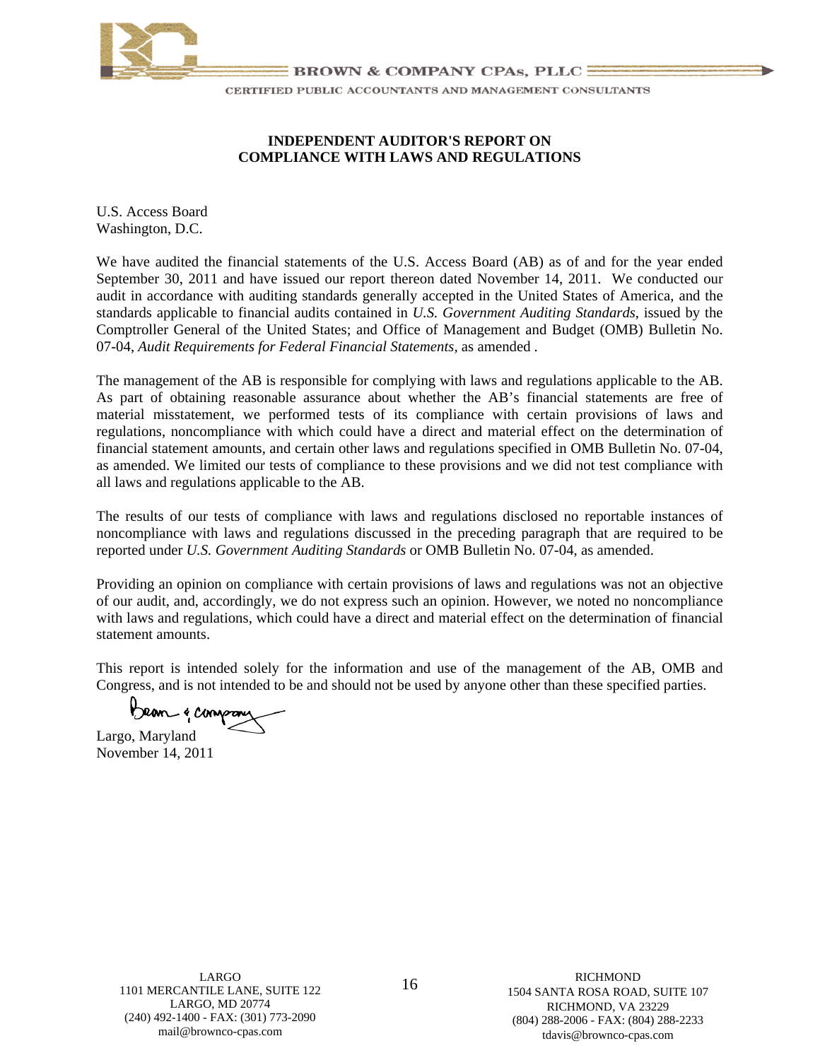BROWN & COMPANY CPAs, PLLC

CERTIFIED PUBLIC ACCOUNTANTS AND MANAGEMENT CONSULTANTS

## INDEPENDENT AUDITOR'S REPORT ON COMPLIANCE WITH LAWS AND REGULATIONS

U.S. Access Board
Washington, D.C.

We have audited the financial statements of the U.S. Access Board (AB) as of and for the year ended September 30, 2011 and have issued our report thereon dated November 14, 2011. We conducted our audit in accordance with auditing standards generally accepted in the United States of America, and the standards applicable to financial audits contained in *U.S. Government Auditing Standards*, issued by the Comptroller General of the United States; and Office of Management and Budget (OMB) Bulletin No. 07-04, *Audit Requirements for Federal Financial Statements*, as amended .

The management of the AB is responsible for complying with laws and regulations applicable to the AB. As part of obtaining reasonable assurance about whether the AB's financial statements are free of material misstatement, we performed tests of its compliance with certain provisions of laws and regulations, noncompliance with which could have a direct and material effect on the determination of financial statement amounts, and certain other laws and regulations specified in OMB Bulletin No. 07-04, as amended. We limited our tests of compliance to these provisions and we did not test compliance with all laws and regulations applicable to the AB.

The results of our tests of compliance with laws and regulations disclosed no reportable instances of noncompliance with laws and regulations discussed in the preceding paragraph that are required to be reported under *U.S. Government Auditing Standards* or OMB Bulletin No. 07-04, as amended.

Providing an opinion on compliance with certain provisions of laws and regulations was not an objective of our audit, and, accordingly, we do not express such an opinion. However, we noted no noncompliance with laws and regulations, which could have a direct and material effect on the determination of financial statement amounts.

This report is intended solely for the information and use of the management of the AB, OMB and Congress, and is not intended to be and should not be used by anyone other than these specified parties.

Brown & Company

Largo, Maryland
November 14, 2011

LARGO
1101 MERCANTILE LANE, SUITE 122
LARGO, MD 20774
(240) 492-1400 - FAX: (301) 773-2090
mail@brownco-cpas.com

RICHMOND
1504 SANTA ROSA ROAD, SUITE 107
RICHMOND, VA 23229
(804) 288-2006 - FAX: (804) 288-2233
tdavis@brownco-cpas.com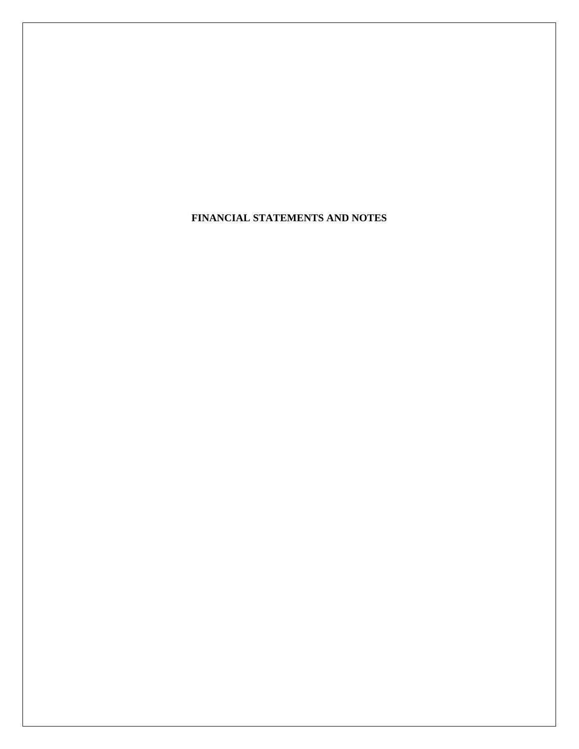# FINANCIAL STATEMENTS AND NOTES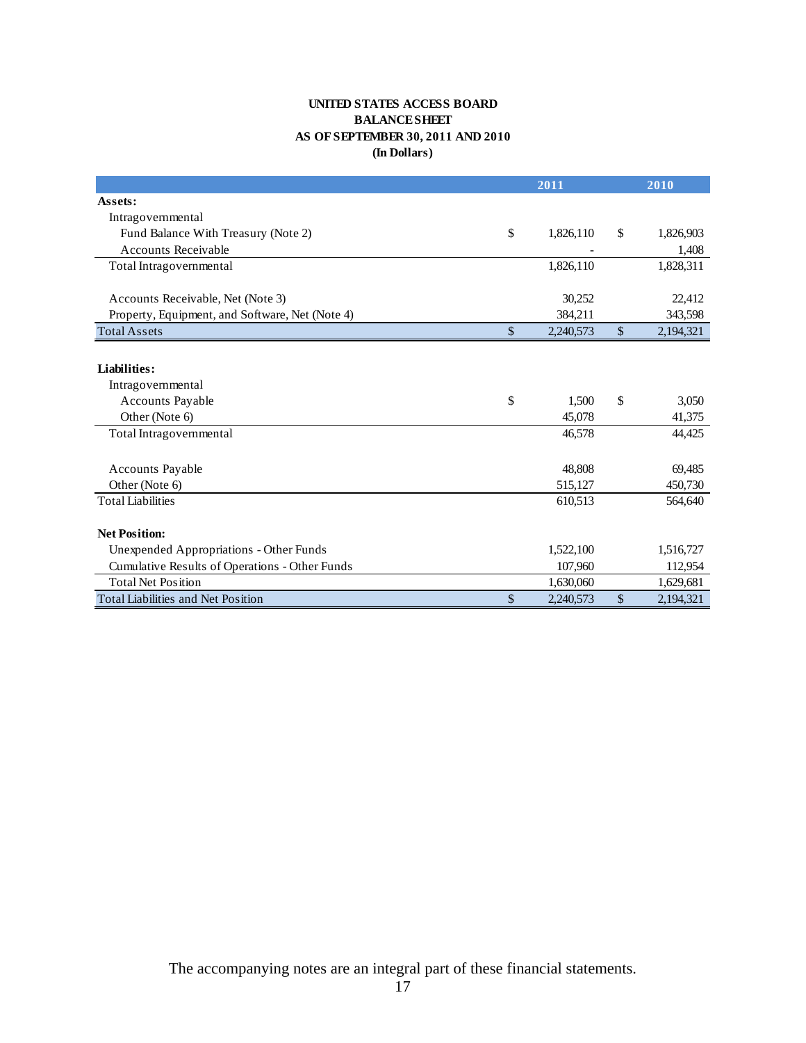**UNITED STATES ACCESS BOARD**
**BALANCE SHEET**
**AS OF SEPTEMBER 30, 2011 AND 2010**
**(In Dollars)**

| | | 2011 | | 2010 |
|---|---|---|---|---|
| **Assets:** | | | | |
| Intragovernmental | | | | |
| Fund Balance With Treasury (Note 2) | $ | 1,826,110 | $ | 1,826,903 |
| Accounts Receivable | | - | | 1,408 |
| Total Intragovernmental | | 1,826,110 | | 1,828,311 |
| | | | | |
| Accounts Receivable, Net (Note 3) | | 30,252 | | 22,412 |
| Property, Equipment, and Software, Net (Note 4) | | 384,211 | | 343,598 |
| Total Assets | $ | 2,240,573 | $ | 2,194,321 |
| | | | | |
| **Liabilities:** | | | | |
| Intragovernmental | | | | |
| Accounts Payable | $ | 1,500 | $ | 3,050 |
| Other (Note 6) | | 45,078 | | 41,375 |
| Total Intragovernmental | | 46,578 | | 44,425 |
| | | | | |
| Accounts Payable | | 48,808 | | 69,485 |
| Other (Note 6) | | 515,127 | | 450,730 |
| Total Liabilities | | 610,513 | | 564,640 |
| | | | | |
| **Net Position:** | | | | |
| Unexpended Appropriations - Other Funds | | 1,522,100 | | 1,516,727 |
| Cumulative Results of Operations - Other Funds | | 107,960 | | 112,954 |
| Total Net Position | | 1,630,060 | | 1,629,681 |
| Total Liabilities and Net Position | $ | 2,240,573 | $ | 2,194,321 |

The accompanying notes are an integral part of these financial statements.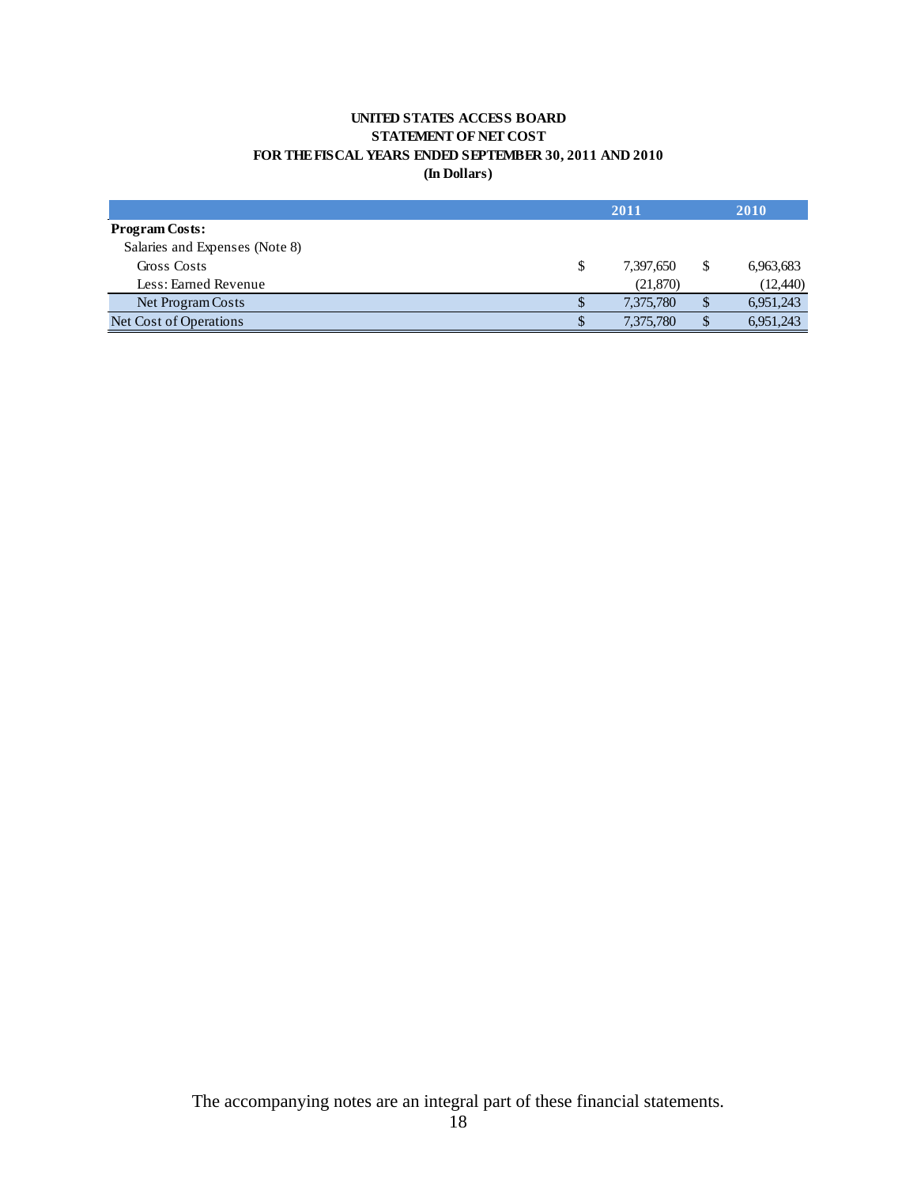**UNITED STATES ACCESS BOARD**
**STATEMENT OF NET COST**
**FOR THE FISCAL YEARS ENDED SEPTEMBER 30, 2011 AND 2010**
**(In Dollars)**

| | 2011 | 2010 |
|---|---|---|
| **Program Costs:** | | |
| Salaries and Expenses (Note 8) | | |
| Gross Costs | $ 7,397,650 | $ 6,963,683 |
| Less: Earned Revenue | (21,870) | (12,440) |
| Net Program Costs | $ 7,375,780 | $ 6,951,243 |
| Net Cost of Operations | $ 7,375,780 | $ 6,951,243 |

The accompanying notes are an integral part of these financial statements.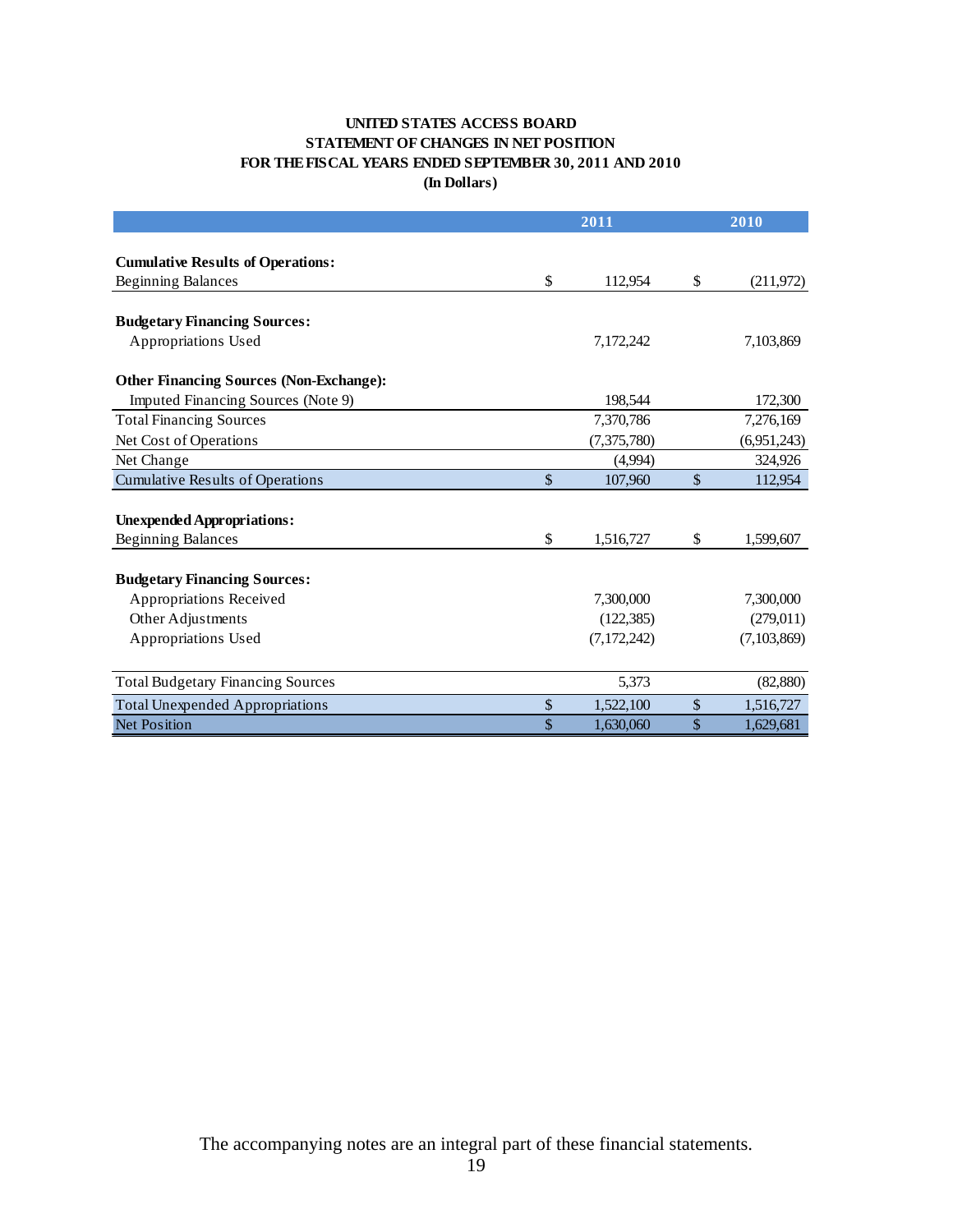**UNITED STATES ACCESS BOARD**
**STATEMENT OF CHANGES IN NET POSITION**
**FOR THE FISCAL YEARS ENDED SEPTEMBER 30, 2011 AND 2010**
**(In Dollars)**

| | 2011 | 2010 |
|---|---|---|
| **Cumulative Results of Operations:** | | |
| Beginning Balances | $ 112,954 | $ (211,972) |
| **Budgetary Financing Sources:** | | |
| Appropriations Used | 7,172,242 | 7,103,869 |
| **Other Financing Sources (Non-Exchange):** | | |
| Imputed Financing Sources (Note 9) | 198,544 | 172,300 |
| Total Financing Sources | 7,370,786 | 7,276,169 |
| Net Cost of Operations | (7,375,780) | (6,951,243) |
| Net Change | (4,994) | 324,926 |
| Cumulative Results of Operations | $ 107,960 | $ 112,954 |
| **Unexpended Appropriations:** | | |
| Beginning Balances | $ 1,516,727 | $ 1,599,607 |
| **Budgetary Financing Sources:** | | |
| Appropriations Received | 7,300,000 | 7,300,000 |
| Other Adjustments | (122,385) | (279,011) |
| Appropriations Used | (7,172,242) | (7,103,869) |
| Total Budgetary Financing Sources | 5,373 | (82,880) |
| Total Unexpended Appropriations | $ 1,522,100 | $ 1,516,727 |
| Net Position | $ 1,630,060 | $ 1,629,681 |

The accompanying notes are an integral part of these financial statements.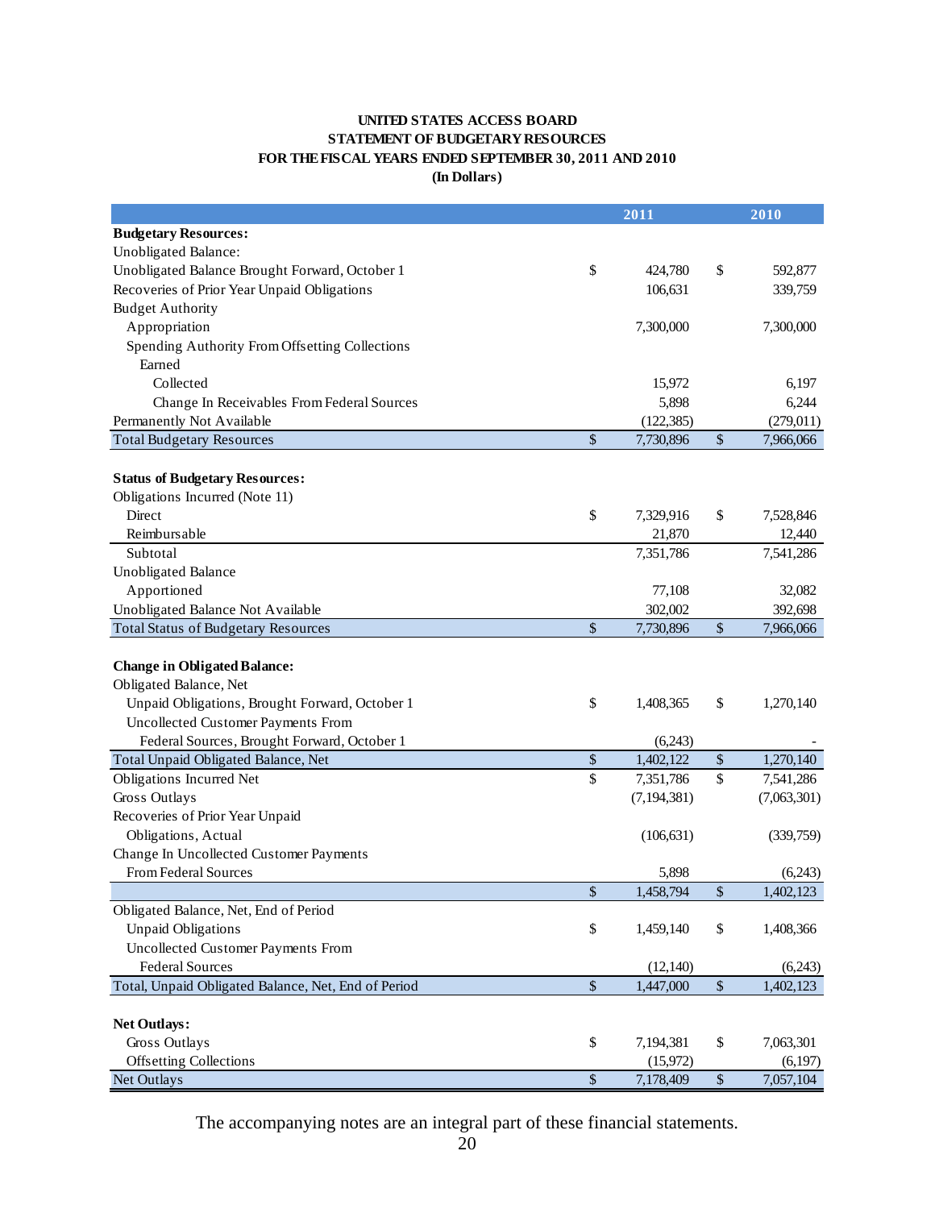**UNITED STATES ACCESS BOARD**
**STATEMENT OF BUDGETARY RESOURCES**
**FOR THE FISCAL YEARS ENDED SEPTEMBER 30, 2011 AND 2010**
**(In Dollars)**

| | 2011 | | 2010 | |
|---|---|---|---|---|
| **Budgetary Resources:** | | | | |
| Unobligated Balance: | | | | |
| Unobligated Balance Brought Forward, October 1 | $ | 424,780 | $ | 592,877 |
| Recoveries of Prior Year Unpaid Obligations | | 106,631 | | 339,759 |
| Budget Authority | | | | |
| Appropriation | | 7,300,000 | | 7,300,000 |
| Spending Authority From Offsetting Collections | | | | |
| Earned | | | | |
| Collected | | 15,972 | | 6,197 |
| Change In Receivables From Federal Sources | | 5,898 | | 6,244 |
| Permanently Not Available | | (122,385) | | (279,011) |
| Total Budgetary Resources | $ | 7,730,896 | $ | 7,966,066 |
| | | | | |
| **Status of Budgetary Resources:** | | | | |
| Obligations Incurred (Note 11) | | | | |
| Direct | $ | 7,329,916 | $ | 7,528,846 |
| Reimbursable | | 21,870 | | 12,440 |
| Subtotal | | 7,351,786 | | 7,541,286 |
| Unobligated Balance | | | | |
| Apportioned | | 77,108 | | 32,082 |
| Unobligated Balance Not Available | | 302,002 | | 392,698 |
| Total Status of Budgetary Resources | $ | 7,730,896 | $ | 7,966,066 |
| | | | | |
| **Change in Obligated Balance:** | | | | |
| Obligated Balance, Net | | | | |
| Unpaid Obligations, Brought Forward, October 1 | $ | 1,408,365 | $ | 1,270,140 |
| Uncollected Customer Payments From Federal Sources, Brought Forward, October 1 | | (6,243) | | - |
| Total Unpaid Obligated Balance, Net | $ | 1,402,122 | $ | 1,270,140 |
| Obligations Incurred Net | $ | 7,351,786 | $ | 7,541,286 |
| Gross Outlays | | (7,194,381) | | (7,063,301) |
| Recoveries of Prior Year Unpaid Obligations, Actual | | (106,631) | | (339,759) |
| Change In Uncollected Customer Payments From Federal Sources | | 5,898 | | (6,243) |
| | $ | 1,458,794 | $ | 1,402,123 |
| Obligated Balance, Net, End of Period | | | | |
| Unpaid Obligations | $ | 1,459,140 | $ | 1,408,366 |
| Uncollected Customer Payments From Federal Sources | | (12,140) | | (6,243) |
| Total, Unpaid Obligated Balance, Net, End of Period | $ | 1,447,000 | $ | 1,402,123 |
| | | | | |
| **Net Outlays:** | | | | |
| Gross Outlays | $ | 7,194,381 | $ | 7,063,301 |
| Offsetting Collections | | (15,972) | | (6,197) |
| Net Outlays | $ | 7,178,409 | $ | 7,057,104 |

The accompanying notes are an integral part of these financial statements.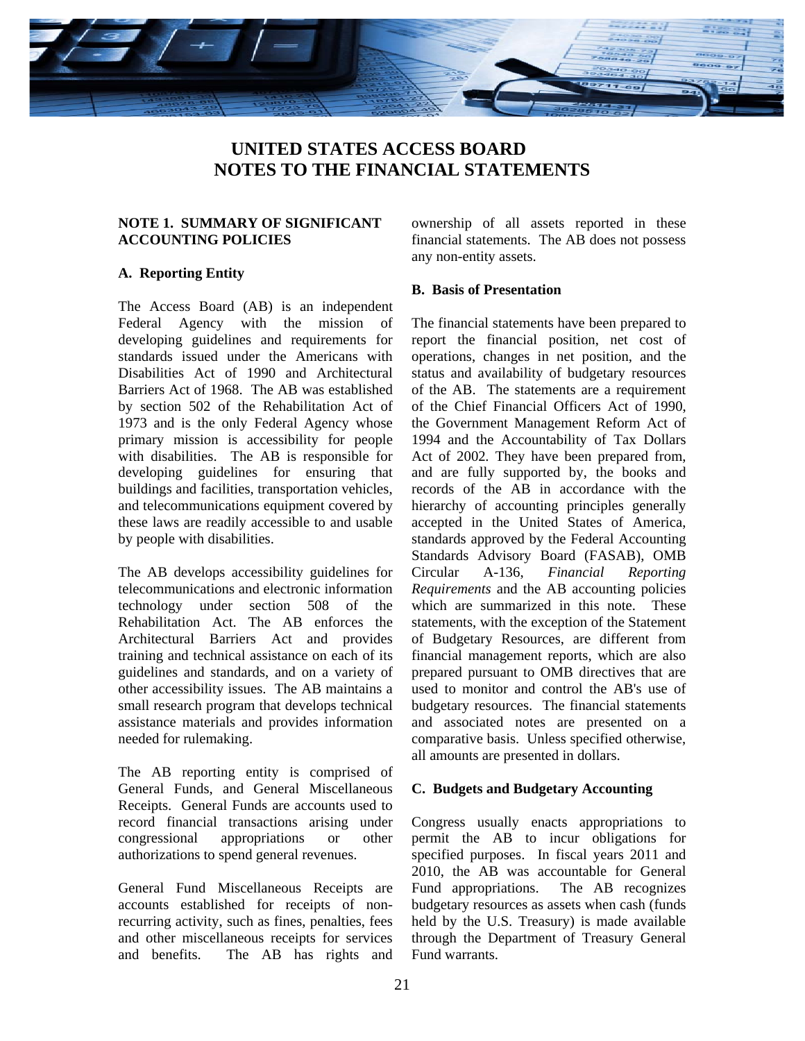# UNITED STATES ACCESS BOARD
# NOTES TO THE FINANCIAL STATEMENTS

## NOTE 1. SUMMARY OF SIGNIFICANT ACCOUNTING POLICIES

### A. Reporting Entity

The Access Board (AB) is an independent Federal Agency with the mission of developing guidelines and requirements for standards issued under the Americans with Disabilities Act of 1990 and Architectural Barriers Act of 1968. The AB was established by section 502 of the Rehabilitation Act of 1973 and is the only Federal Agency whose primary mission is accessibility for people with disabilities. The AB is responsible for developing guidelines for ensuring that buildings and facilities, transportation vehicles, and telecommunications equipment covered by these laws are readily accessible to and usable by people with disabilities.

The AB develops accessibility guidelines for telecommunications and electronic information technology under section 508 of the Rehabilitation Act. The AB enforces the Architectural Barriers Act and provides training and technical assistance on each of its guidelines and standards, and on a variety of other accessibility issues. The AB maintains a small research program that develops technical assistance materials and provides information needed for rulemaking.

The AB reporting entity is comprised of General Funds, and General Miscellaneous Receipts. General Funds are accounts used to record financial transactions arising under congressional appropriations or other authorizations to spend general revenues.

General Fund Miscellaneous Receipts are accounts established for receipts of non-recurring activity, such as fines, penalties, fees and other miscellaneous receipts for services and benefits. The AB has rights and ownership of all assets reported in these financial statements. The AB does not possess any non-entity assets.

### B. Basis of Presentation

The financial statements have been prepared to report the financial position, net cost of operations, changes in net position, and the status and availability of budgetary resources of the AB. The statements are a requirement of the Chief Financial Officers Act of 1990, the Government Management Reform Act of 1994 and the Accountability of Tax Dollars Act of 2002. They have been prepared from, and are fully supported by, the books and records of the AB in accordance with the hierarchy of accounting principles generally accepted in the United States of America, standards approved by the Federal Accounting Standards Advisory Board (FASAB), OMB Circular A-136, *Financial Reporting Requirements* and the AB accounting policies which are summarized in this note. These statements, with the exception of the Statement of Budgetary Resources, are different from financial management reports, which are also prepared pursuant to OMB directives that are used to monitor and control the AB's use of budgetary resources. The financial statements and associated notes are presented on a comparative basis. Unless specified otherwise, all amounts are presented in dollars.

### C. Budgets and Budgetary Accounting

Congress usually enacts appropriations to permit the AB to incur obligations for specified purposes. In fiscal years 2011 and 2010, the AB was accountable for General Fund appropriations. The AB recognizes budgetary resources as assets when cash (funds held by the U.S. Treasury) is made available through the Department of Treasury General Fund warrants.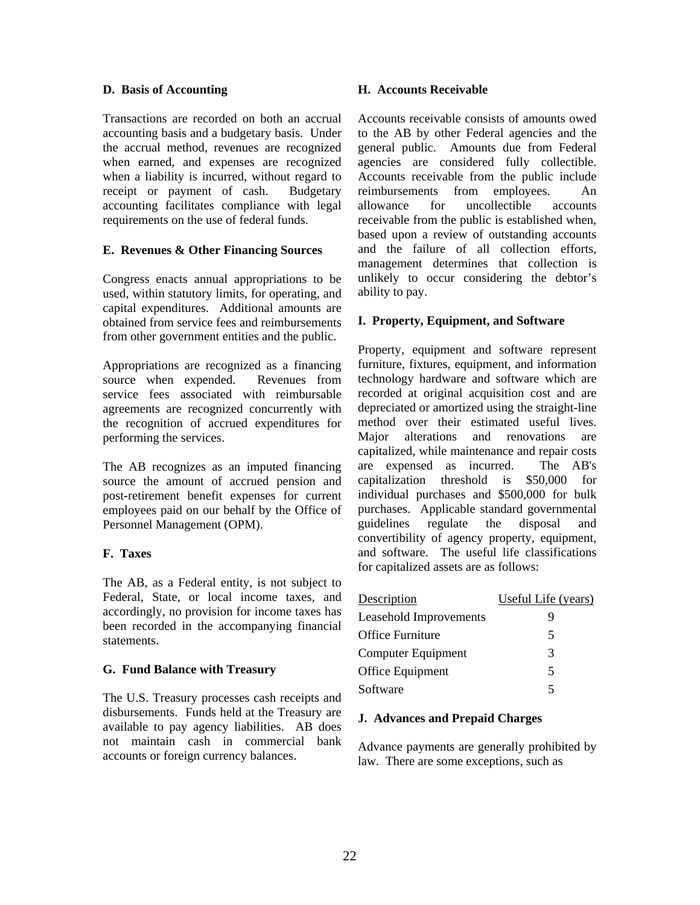**D. Basis of Accounting**

Transactions are recorded on both an accrual accounting basis and a budgetary basis. Under the accrual method, revenues are recognized when earned, and expenses are recognized when a liability is incurred, without regard to receipt or payment of cash. Budgetary accounting facilitates compliance with legal requirements on the use of federal funds.

**E. Revenues & Other Financing Sources**

Congress enacts annual appropriations to be used, within statutory limits, for operating, and capital expenditures. Additional amounts are obtained from service fees and reimbursements from other government entities and the public.

Appropriations are recognized as a financing source when expended. Revenues from service fees associated with reimbursable agreements are recognized concurrently with the recognition of accrued expenditures for performing the services.

The AB recognizes as an imputed financing source the amount of accrued pension and post-retirement benefit expenses for current employees paid on our behalf by the Office of Personnel Management (OPM).

**F. Taxes**

The AB, as a Federal entity, is not subject to Federal, State, or local income taxes, and accordingly, no provision for income taxes has been recorded in the accompanying financial statements.

**G. Fund Balance with Treasury**

The U.S. Treasury processes cash receipts and disbursements. Funds held at the Treasury are available to pay agency liabilities. AB does not maintain cash in commercial bank accounts or foreign currency balances.

**H. Accounts Receivable**

Accounts receivable consists of amounts owed to the AB by other Federal agencies and the general public. Amounts due from Federal agencies are considered fully collectible. Accounts receivable from the public include reimbursements from employees. An allowance for uncollectible accounts receivable from the public is established when, based upon a review of outstanding accounts and the failure of all collection efforts, management determines that collection is unlikely to occur considering the debtor's ability to pay.

**I. Property, Equipment, and Software**

Property, equipment and software represent furniture, fixtures, equipment, and information technology hardware and software which are recorded at original acquisition cost and are depreciated or amortized using the straight-line method over their estimated useful lives. Major alterations and renovations are capitalized, while maintenance and repair costs are expensed as incurred. The AB's capitalization threshold is $50,000 for individual purchases and $500,000 for bulk purchases. Applicable standard governmental guidelines regulate the disposal and convertibility of agency property, equipment, and software. The useful life classifications for capitalized assets are as follows:

| Description | Useful Life (years) |
|---|---|
| Leasehold Improvements | 9 |
| Office Furniture | 5 |
| Computer Equipment | 3 |
| Office Equipment | 5 |
| Software | 5 |

**J. Advances and Prepaid Charges**

Advance payments are generally prohibited by law. There are some exceptions, such as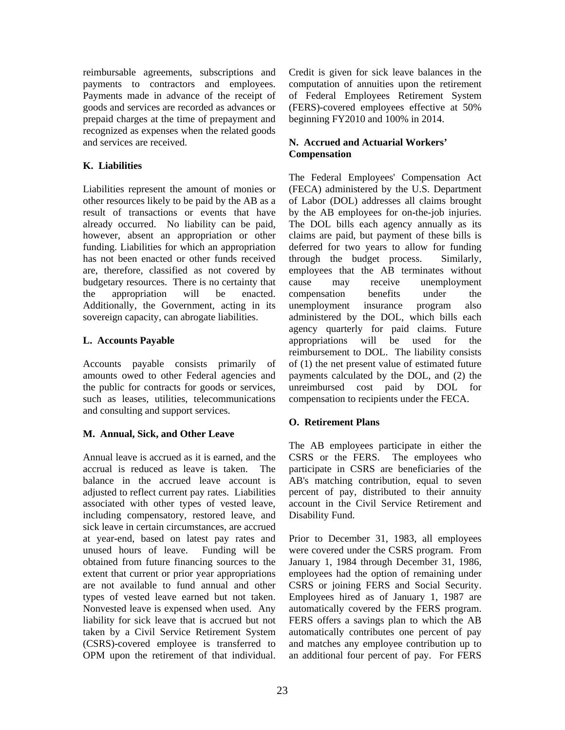reimbursable agreements, subscriptions and payments to contractors and employees. Payments made in advance of the receipt of goods and services are recorded as advances or prepaid charges at the time of prepayment and recognized as expenses when the related goods and services are received.

### K. Liabilities

Liabilities represent the amount of monies or other resources likely to be paid by the AB as a result of transactions or events that have already occurred. No liability can be paid, however, absent an appropriation or other funding. Liabilities for which an appropriation has not been enacted or other funds received are, therefore, classified as not covered by budgetary resources. There is no certainty that the appropriation will be enacted. Additionally, the Government, acting in its sovereign capacity, can abrogate liabilities.

### L. Accounts Payable

Accounts payable consists primarily of amounts owed to other Federal agencies and the public for contracts for goods or services, such as leases, utilities, telecommunications and consulting and support services.

### M. Annual, Sick, and Other Leave

Annual leave is accrued as it is earned, and the accrual is reduced as leave is taken. The balance in the accrued leave account is adjusted to reflect current pay rates. Liabilities associated with other types of vested leave, including compensatory, restored leave, and sick leave in certain circumstances, are accrued at year-end, based on latest pay rates and unused hours of leave. Funding will be obtained from future financing sources to the extent that current or prior year appropriations are not available to fund annual and other types of vested leave earned but not taken. Nonvested leave is expensed when used. Any liability for sick leave that is accrued but not taken by a Civil Service Retirement System (CSRS)-covered employee is transferred to OPM upon the retirement of that individual. Credit is given for sick leave balances in the computation of annuities upon the retirement of Federal Employees Retirement System (FERS)-covered employees effective at 50% beginning FY2010 and 100% in 2014.

### N. Accrued and Actuarial Workers' Compensation

The Federal Employees' Compensation Act (FECA) administered by the U.S. Department of Labor (DOL) addresses all claims brought by the AB employees for on-the-job injuries. The DOL bills each agency annually as its claims are paid, but payment of these bills is deferred for two years to allow for funding through the budget process. Similarly, employees that the AB terminates without cause may receive unemployment compensation benefits under the unemployment insurance program also administered by the DOL, which bills each agency quarterly for paid claims. Future appropriations will be used for the reimbursement to DOL. The liability consists of (1) the net present value of estimated future payments calculated by the DOL, and (2) the unreimbursed cost paid by DOL for compensation to recipients under the FECA.

### O. Retirement Plans

The AB employees participate in either the CSRS or the FERS. The employees who participate in CSRS are beneficiaries of the AB's matching contribution, equal to seven percent of pay, distributed to their annuity account in the Civil Service Retirement and Disability Fund.

Prior to December 31, 1983, all employees were covered under the CSRS program. From January 1, 1984 through December 31, 1986, employees had the option of remaining under CSRS or joining FERS and Social Security. Employees hired as of January 1, 1987 are automatically covered by the FERS program. FERS offers a savings plan to which the AB automatically contributes one percent of pay and matches any employee contribution up to an additional four percent of pay. For FERS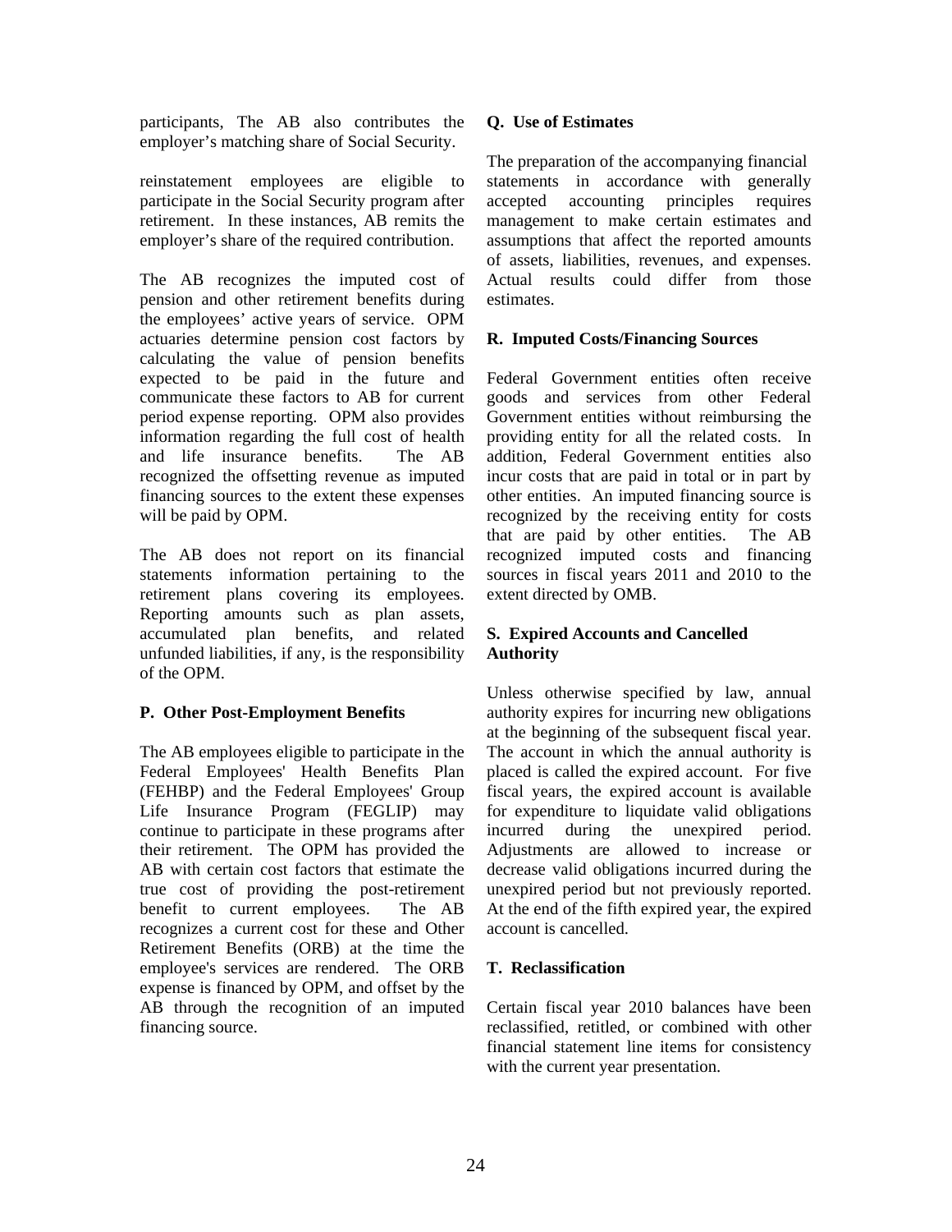participants, The AB also contributes the employer's matching share of Social Security.

reinstatement employees are eligible to participate in the Social Security program after retirement. In these instances, AB remits the employer's share of the required contribution.

The AB recognizes the imputed cost of pension and other retirement benefits during the employees' active years of service. OPM actuaries determine pension cost factors by calculating the value of pension benefits expected to be paid in the future and communicate these factors to AB for current period expense reporting. OPM also provides information regarding the full cost of health and life insurance benefits. The AB recognized the offsetting revenue as imputed financing sources to the extent these expenses will be paid by OPM.

The AB does not report on its financial statements information pertaining to the retirement plans covering its employees. Reporting amounts such as plan assets, accumulated plan benefits, and related unfunded liabilities, if any, is the responsibility of the OPM.

**P. Other Post-Employment Benefits**

The AB employees eligible to participate in the Federal Employees' Health Benefits Plan (FEHBP) and the Federal Employees' Group Life Insurance Program (FEGLIP) may continue to participate in these programs after their retirement. The OPM has provided the AB with certain cost factors that estimate the true cost of providing the post-retirement benefit to current employees. The AB recognizes a current cost for these and Other Retirement Benefits (ORB) at the time the employee's services are rendered. The ORB expense is financed by OPM, and offset by the AB through the recognition of an imputed financing source.

**Q. Use of Estimates**

The preparation of the accompanying financial statements in accordance with generally accepted accounting principles requires management to make certain estimates and assumptions that affect the reported amounts of assets, liabilities, revenues, and expenses. Actual results could differ from those estimates.

**R. Imputed Costs/Financing Sources**

Federal Government entities often receive goods and services from other Federal Government entities without reimbursing the providing entity for all the related costs. In addition, Federal Government entities also incur costs that are paid in total or in part by other entities. An imputed financing source is recognized by the receiving entity for costs that are paid by other entities. The AB recognized imputed costs and financing sources in fiscal years 2011 and 2010 to the extent directed by OMB.

**S. Expired Accounts and Cancelled Authority**

Unless otherwise specified by law, annual authority expires for incurring new obligations at the beginning of the subsequent fiscal year. The account in which the annual authority is placed is called the expired account. For five fiscal years, the expired account is available for expenditure to liquidate valid obligations incurred during the unexpired period. Adjustments are allowed to increase or decrease valid obligations incurred during the unexpired period but not previously reported. At the end of the fifth expired year, the expired account is cancelled.

**T. Reclassification**

Certain fiscal year 2010 balances have been reclassified, retitled, or combined with other financial statement line items for consistency with the current year presentation.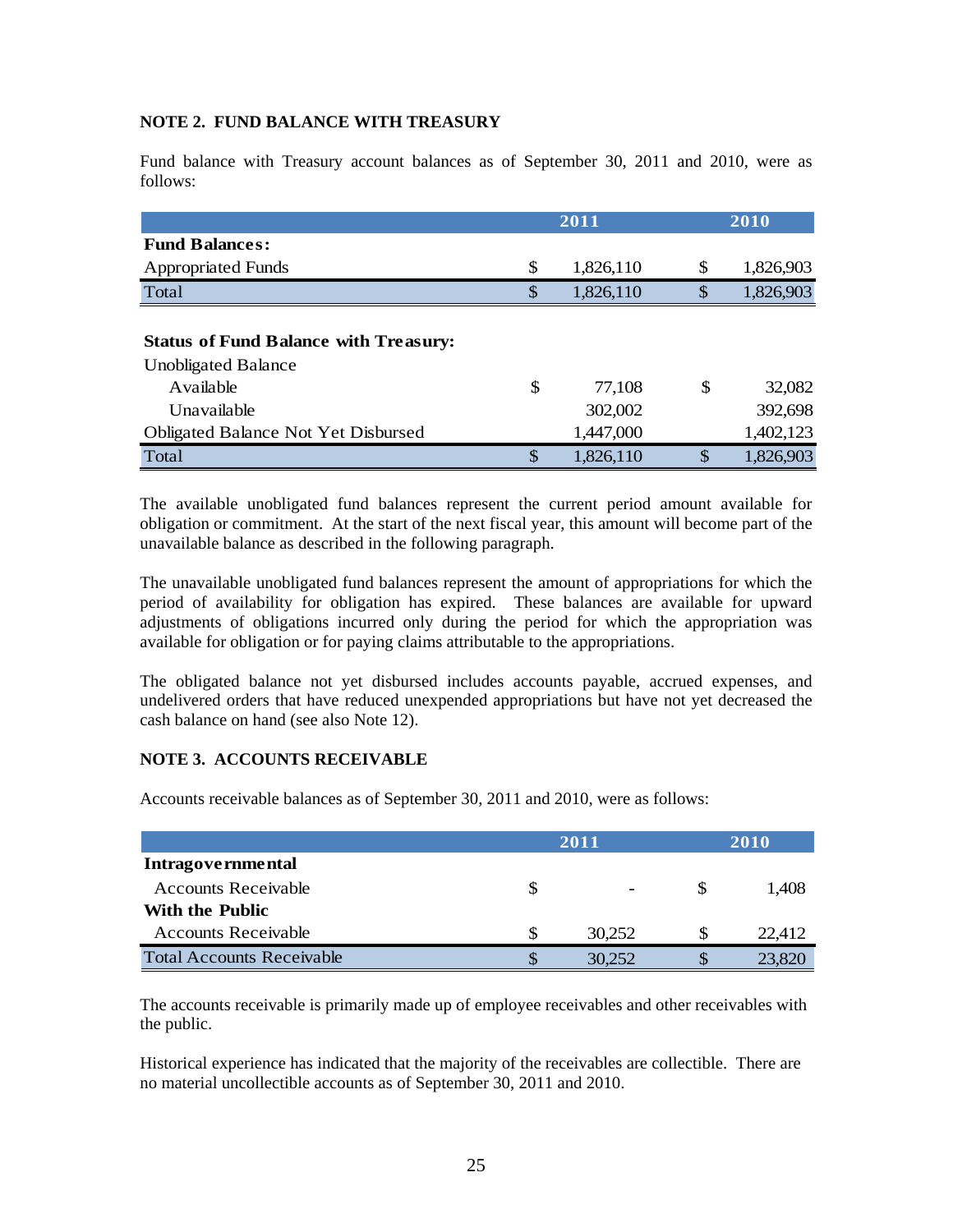### NOTE 2. FUND BALANCE WITH TREASURY

Fund balance with Treasury account balances as of September 30, 2011 and 2010, were as follows:

| | 2011 | 2010 |
|---|---|---|
| **Fund Balances:** | | |
| Appropriated Funds | $ 1,826,110 | $ 1,826,903 |
| Total | $ 1,826,110 | $ 1,826,903 |
| | | |
| **Status of Fund Balance with Treasury:** | | |
| Unobligated Balance | | |
| Available | $ 77,108 | $ 32,082 |
| Unavailable | 302,002 | 392,698 |
| Obligated Balance Not Yet Disbursed | 1,447,000 | 1,402,123 |
| Total | $ 1,826,110 | $ 1,826,903 |

The available unobligated fund balances represent the current period amount available for obligation or commitment. At the start of the next fiscal year, this amount will become part of the unavailable balance as described in the following paragraph.

The unavailable unobligated fund balances represent the amount of appropriations for which the period of availability for obligation has expired. These balances are available for upward adjustments of obligations incurred only during the period for which the appropriation was available for obligation or for paying claims attributable to the appropriations.

The obligated balance not yet disbursed includes accounts payable, accrued expenses, and undelivered orders that have reduced unexpended appropriations but have not yet decreased the cash balance on hand (see also Note 12).

### NOTE 3. ACCOUNTS RECEIVABLE

Accounts receivable balances as of September 30, 2011 and 2010, were as follows:

| | 2011 | 2010 |
|---|---|---|
| **Intragovernmental** | | |
| Accounts Receivable | $ - | $ 1,408 |
| **With the Public** | | |
| Accounts Receivable | $ 30,252 | $ 22,412 |
| Total Accounts Receivable | $ 30,252 | $ 23,820 |

The accounts receivable is primarily made up of employee receivables and other receivables with the public.

Historical experience has indicated that the majority of the receivables are collectible. There are no material uncollectible accounts as of September 30, 2011 and 2010.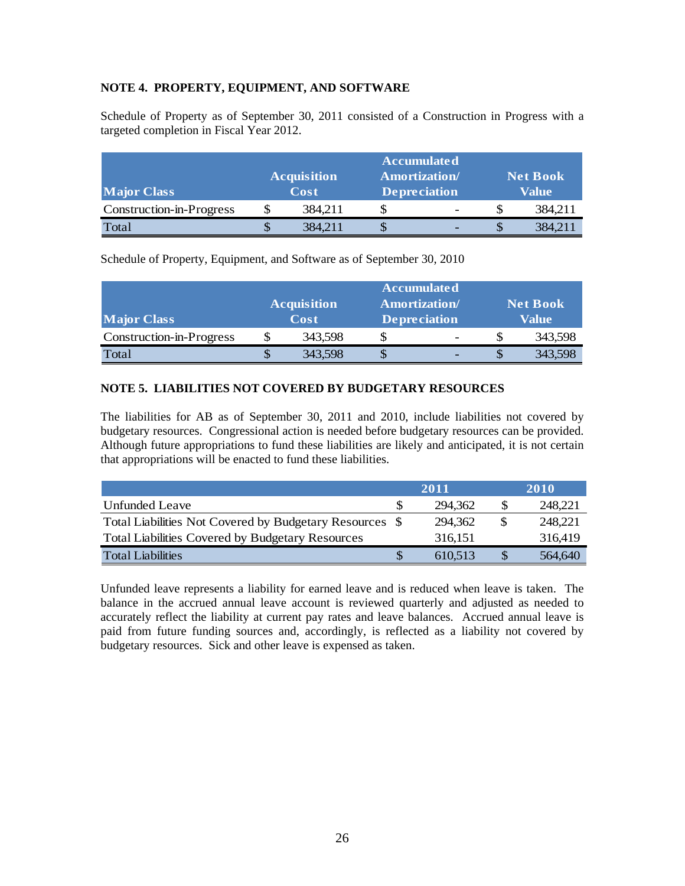### NOTE 4. PROPERTY, EQUIPMENT, AND SOFTWARE

Schedule of Property as of September 30, 2011 consisted of a Construction in Progress with a targeted completion in Fiscal Year 2012.

| Major Class | Acquisition Cost | Accumulated Amortization/ Depreciation | Net Book Value |
|---|---|---|---|
| Construction-in-Progress | $ 384,211 | $ - | $ 384,211 |
| Total | $ 384,211 | $ - | $ 384,211 |

Schedule of Property, Equipment, and Software as of September 30, 2010

| Major Class | Acquisition Cost | Accumulated Amortization/ Depreciation | Net Book Value |
|---|---|---|---|
| Construction-in-Progress | $ 343,598 | $ - | $ 343,598 |
| Total | $ 343,598 | $ - | $ 343,598 |

### NOTE 5. LIABILITIES NOT COVERED BY BUDGETARY RESOURCES

The liabilities for AB as of September 30, 2011 and 2010, include liabilities not covered by budgetary resources. Congressional action is needed before budgetary resources can be provided. Although future appropriations to fund these liabilities are likely and anticipated, it is not certain that appropriations will be enacted to fund these liabilities.

| | 2011 | 2010 |
|---|---|---|
| Unfunded Leave | $ 294,362 | $ 248,221 |
| Total Liabilities Not Covered by Budgetary Resources | $ 294,362 | $ 248,221 |
| Total Liabilities Covered by Budgetary Resources | 316,151 | 316,419 |
| Total Liabilities | $ 610,513 | $ 564,640 |

Unfunded leave represents a liability for earned leave and is reduced when leave is taken. The balance in the accrued annual leave account is reviewed quarterly and adjusted as needed to accurately reflect the liability at current pay rates and leave balances. Accrued annual leave is paid from future funding sources and, accordingly, is reflected as a liability not covered by budgetary resources. Sick and other leave is expensed as taken.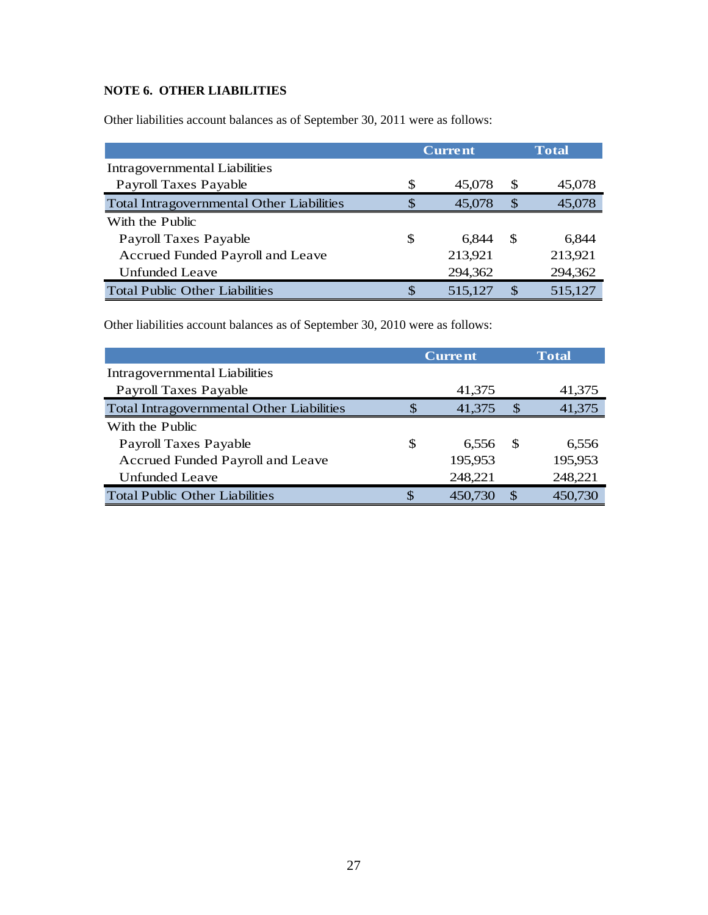## NOTE 6. OTHER LIABILITIES

Other liabilities account balances as of September 30, 2011 were as follows:

| | Current | Total |
|---|---|---|
| Intragovernmental Liabilities | | |
| Payroll Taxes Payable | $ 45,078 | $ 45,078 |
| Total Intragovernmental Other Liabilities | $ 45,078 | $ 45,078 |
| With the Public | | |
| Payroll Taxes Payable | $ 6,844 | $ 6,844 |
| Accrued Funded Payroll and Leave | 213,921 | 213,921 |
| Unfunded Leave | 294,362 | 294,362 |
| Total Public Other Liabilities | $ 515,127 | $ 515,127 |

Other liabilities account balances as of September 30, 2010 were as follows:

| | Current | Total |
|---|---|---|
| Intragovernmental Liabilities | | |
| Payroll Taxes Payable | 41,375 | 41,375 |
| Total Intragovernmental Other Liabilities | $ 41,375 | $ 41,375 |
| With the Public | | |
| Payroll Taxes Payable | $ 6,556 | $ 6,556 |
| Accrued Funded Payroll and Leave | 195,953 | 195,953 |
| Unfunded Leave | 248,221 | 248,221 |
| Total Public Other Liabilities | $ 450,730 | $ 450,730 |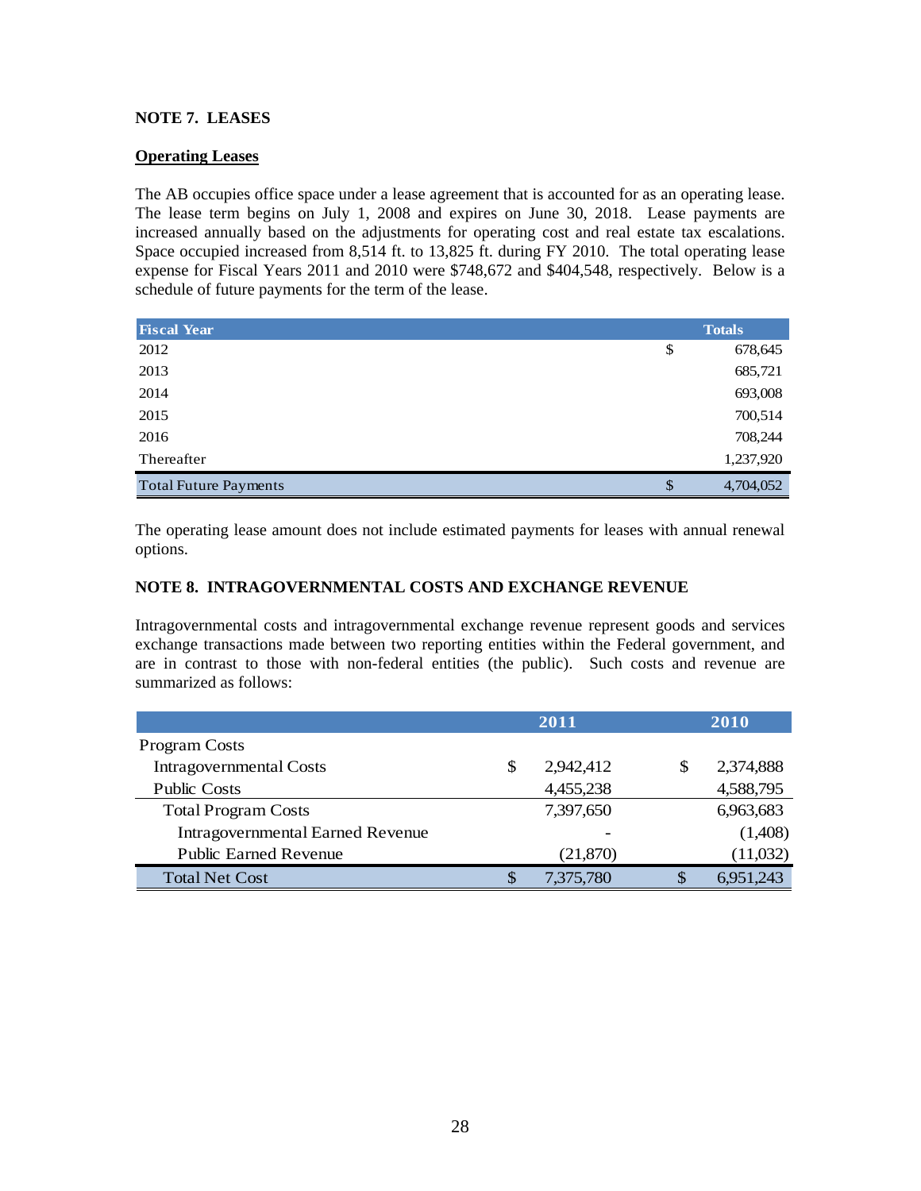## NOTE 7. LEASES

### Operating Leases

The AB occupies office space under a lease agreement that is accounted for as an operating lease. The lease term begins on July 1, 2008 and expires on June 30, 2018. Lease payments are increased annually based on the adjustments for operating cost and real estate tax escalations. Space occupied increased from 8,514 ft. to 13,825 ft. during FY 2010. The total operating lease expense for Fiscal Years 2011 and 2010 were $748,672 and $404,548, respectively. Below is a schedule of future payments for the term of the lease.

| Fiscal Year | | Totals |
|---|---|---|
| 2012 | $ | 678,645 |
| 2013 | | 685,721 |
| 2014 | | 693,008 |
| 2015 | | 700,514 |
| 2016 | | 708,244 |
| Thereafter | | 1,237,920 |
| Total Future Payments | $ | 4,704,052 |

The operating lease amount does not include estimated payments for leases with annual renewal options.

## NOTE 8. INTRAGOVERNMENTAL COSTS AND EXCHANGE REVENUE

Intragovernmental costs and intragovernmental exchange revenue represent goods and services exchange transactions made between two reporting entities within the Federal government, and are in contrast to those with non-federal entities (the public). Such costs and revenue are summarized as follows:

| | | 2011 | | 2010 |
|---|---|---|---|---|
| Program Costs | | | | |
| Intragovernmental Costs | $ | 2,942,412 | $ | 2,374,888 |
| Public Costs | | 4,455,238 | | 4,588,795 |
| Total Program Costs | | 7,397,650 | | 6,963,683 |
| Intragovernmental Earned Revenue | | - | | (1,408) |
| Public Earned Revenue | | (21,870) | | (11,032) |
| Total Net Cost | $ | 7,375,780 | $ | 6,951,243 |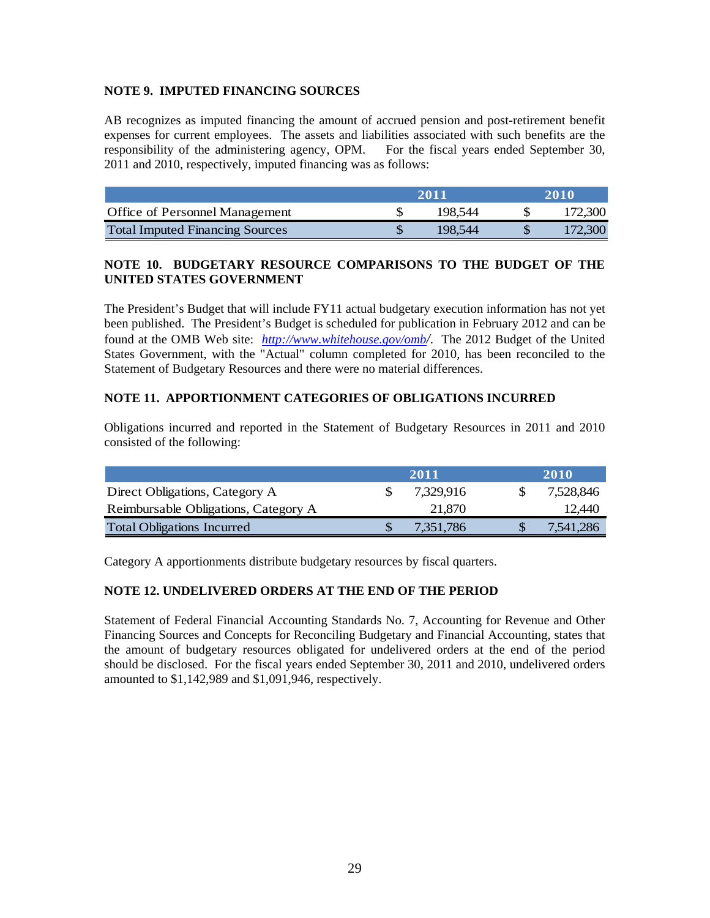**NOTE 9. IMPUTED FINANCING SOURCES**

AB recognizes as imputed financing the amount of accrued pension and post-retirement benefit expenses for current employees. The assets and liabilities associated with such benefits are the responsibility of the administering agency, OPM. For the fiscal years ended September 30, 2011 and 2010, respectively, imputed financing was as follows:

| | 2011 | 2010 |
|---|---|---|
| Office of Personnel Management | $ 198,544 | $ 172,300 |
| Total Imputed Financing Sources | $ 198,544 | $ 172,300 |

**NOTE 10. BUDGETARY RESOURCE COMPARISONS TO THE BUDGET OF THE UNITED STATES GOVERNMENT**

The President's Budget that will include FY11 actual budgetary execution information has not yet been published. The President's Budget is scheduled for publication in February 2012 and can be found at the OMB Web site: *http://www.whitehouse.gov/omb/*. The 2012 Budget of the United States Government, with the "Actual" column completed for 2010, has been reconciled to the Statement of Budgetary Resources and there were no material differences.

**NOTE 11. APPORTIONMENT CATEGORIES OF OBLIGATIONS INCURRED**

Obligations incurred and reported in the Statement of Budgetary Resources in 2011 and 2010 consisted of the following:

| | 2011 | 2010 |
|---|---|---|
| Direct Obligations, Category A | $ 7,329,916 | $ 7,528,846 |
| Reimbursable Obligations, Category A | 21,870 | 12,440 |
| Total Obligations Incurred | $ 7,351,786 | $ 7,541,286 |

Category A apportionments distribute budgetary resources by fiscal quarters.

**NOTE 12. UNDELIVERED ORDERS AT THE END OF THE PERIOD**

Statement of Federal Financial Accounting Standards No. 7, Accounting for Revenue and Other Financing Sources and Concepts for Reconciling Budgetary and Financial Accounting, states that the amount of budgetary resources obligated for undelivered orders at the end of the period should be disclosed. For the fiscal years ended September 30, 2011 and 2010, undelivered orders amounted to $1,142,989 and $1,091,946, respectively.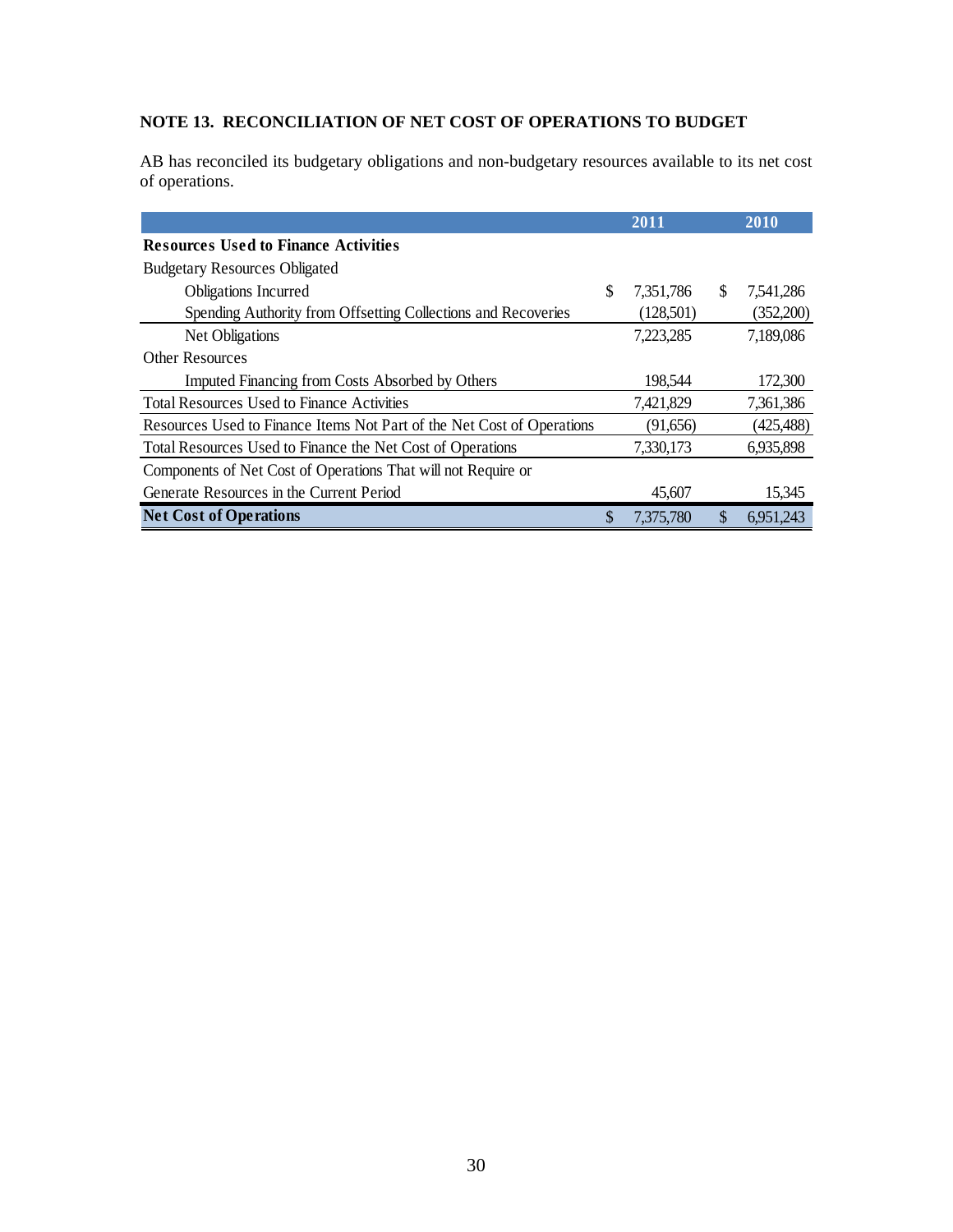## NOTE 13. RECONCILIATION OF NET COST OF OPERATIONS TO BUDGET

AB has reconciled its budgetary obligations and non-budgetary resources available to its net cost of operations.

| | 2011 | 2010 |
|---|---|---|
| **Resources Used to Finance Activities** | | |
| Budgetary Resources Obligated | | |
| Obligations Incurred | $ 7,351,786 | $ 7,541,286 |
| Spending Authority from Offsetting Collections and Recoveries | (128,501) | (352,200) |
| Net Obligations | 7,223,285 | 7,189,086 |
| Other Resources | | |
| Imputed Financing from Costs Absorbed by Others | 198,544 | 172,300 |
| Total Resources Used to Finance Activities | 7,421,829 | 7,361,386 |
| Resources Used to Finance Items Not Part of the Net Cost of Operations | (91,656) | (425,488) |
| Total Resources Used to Finance the Net Cost of Operations | 7,330,173 | 6,935,898 |
| Components of Net Cost of Operations That will not Require or Generate Resources in the Current Period | 45,607 | 15,345 |
| **Net Cost of Operations** | $ 7,375,780 | $ 6,951,243 |